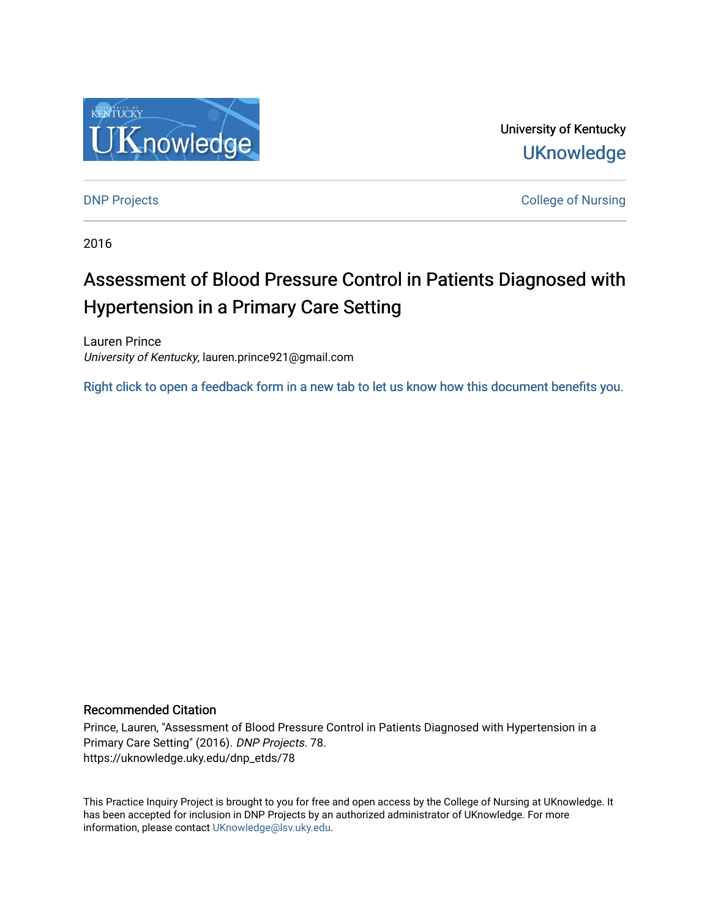University of Kentucky

UKnowledge

DNP Projects

College of Nursing

2016

# Assessment of Blood Pressure Control in Patients Diagnosed with Hypertension in a Primary Care Setting

Lauren Prince
*University of Kentucky*, lauren.prince921@gmail.com

Right click to open a feedback form in a new tab to let us know how this document benefits you.

### Recommended Citation

Prince, Lauren, "Assessment of Blood Pressure Control in Patients Diagnosed with Hypertension in a Primary Care Setting" (2016). *DNP Projects*. 78.
https://uknowledge.uky.edu/dnp_etds/78

This Practice Inquiry Project is brought to you for free and open access by the College of Nursing at UKnowledge. It has been accepted for inclusion in DNP Projects by an authorized administrator of UKnowledge. For more information, please contact UKnowledge@lsv.uky.edu.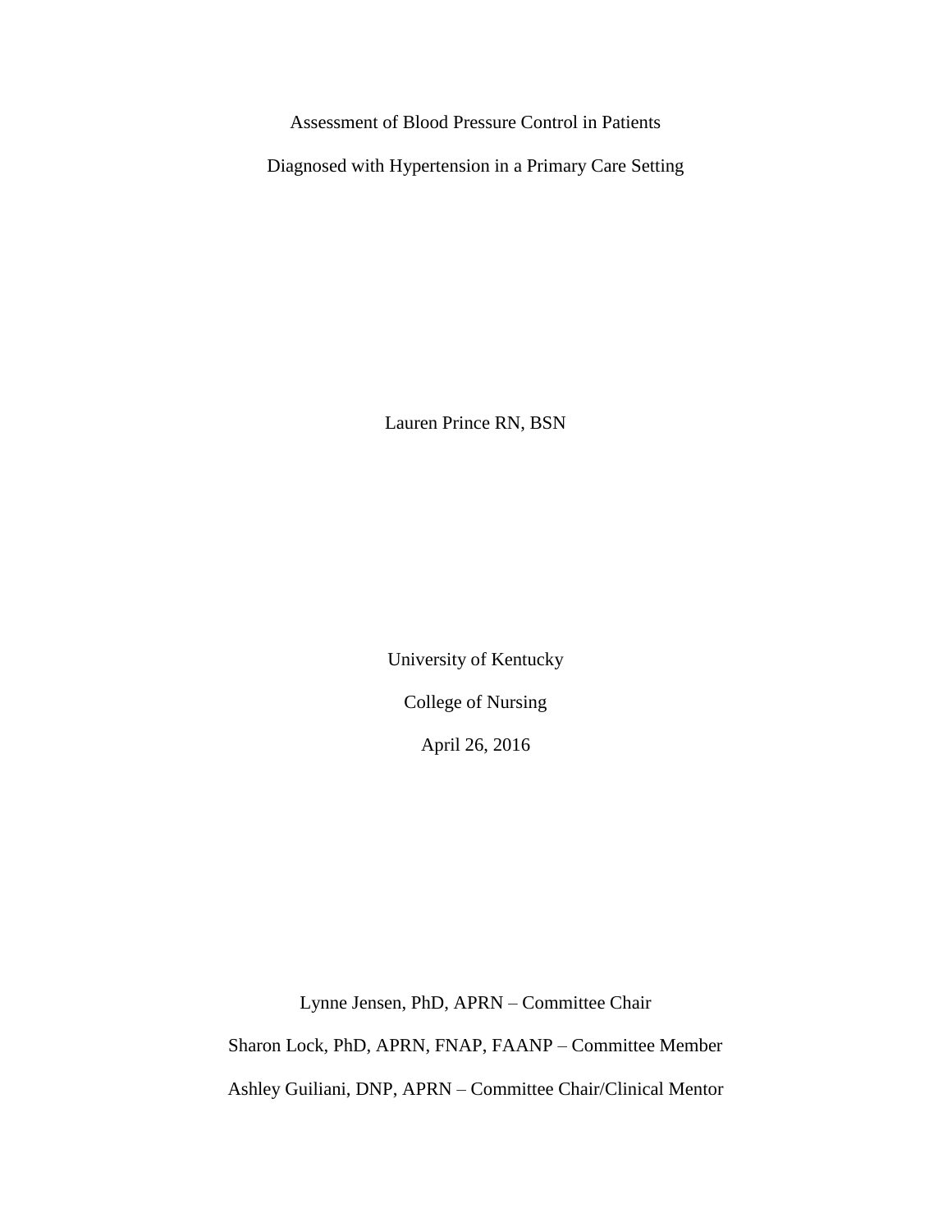# Assessment of Blood Pressure Control in Patients Diagnosed with Hypertension in a Primary Care Setting

Lauren Prince RN, BSN

University of Kentucky

College of Nursing

April 26, 2016

Lynne Jensen, PhD, APRN – Committee Chair

Sharon Lock, PhD, APRN, FNAP, FAANP – Committee Member

Ashley Guiliani, DNP, APRN – Committee Chair/Clinical Mentor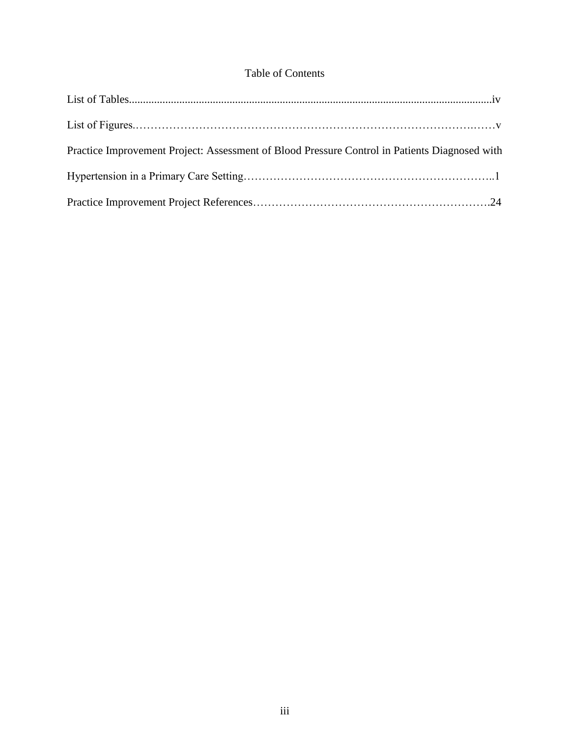# Table of Contents

List of Tables.................................................................................................................................iv

List of Figures.……………………………………………………………………………….……v

Practice Improvement Project: Assessment of Blood Pressure Control in Patients Diagnosed with Hypertension in a Primary Care Setting…………………………………………………………..1

Practice Improvement Project References……………………………………………………….24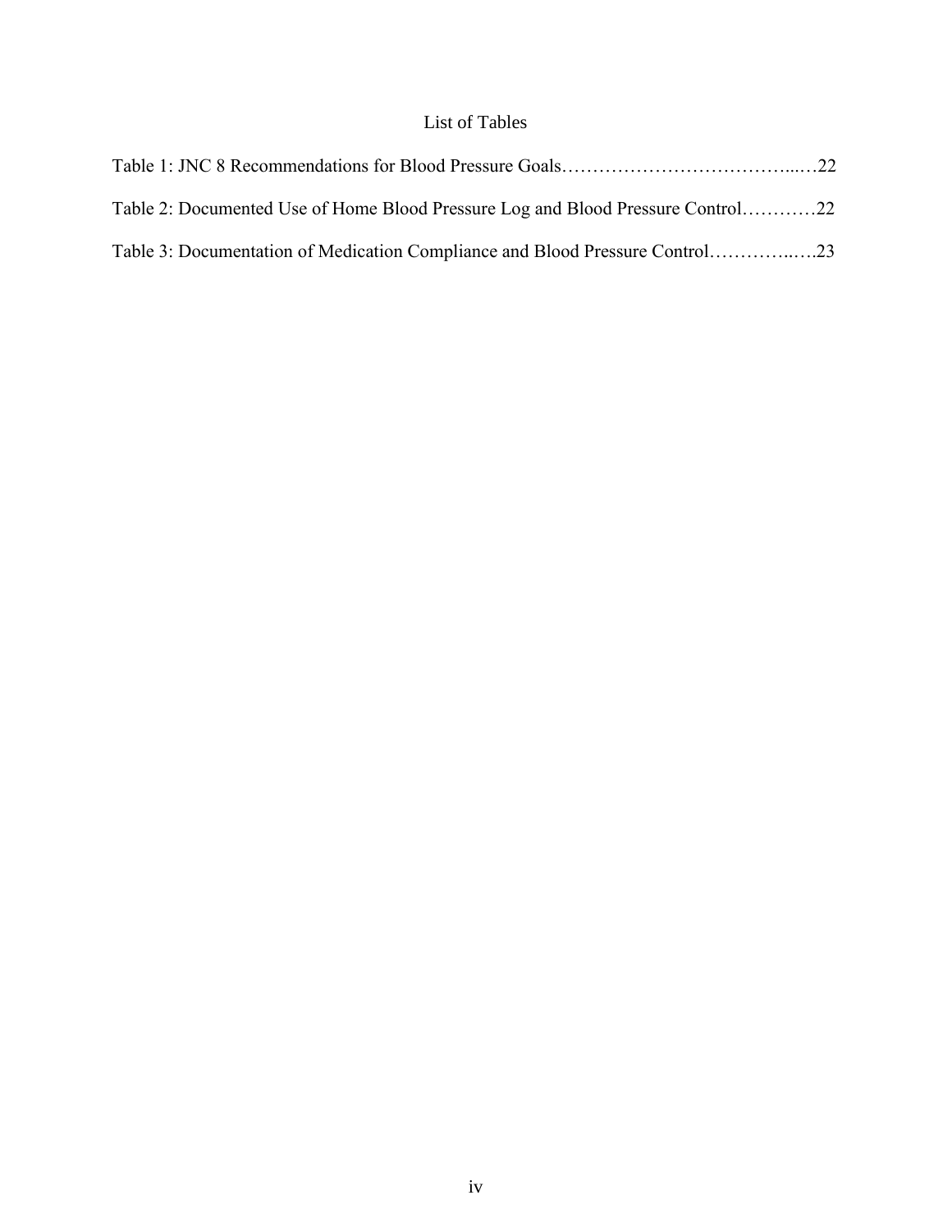# List of Tables

Table 1: JNC 8 Recommendations for Blood Pressure Goals……………………………….....…22

Table 2: Documented Use of Home Blood Pressure Log and Blood Pressure Control…………22

Table 3: Documentation of Medication Compliance and Blood Pressure Control…………..….23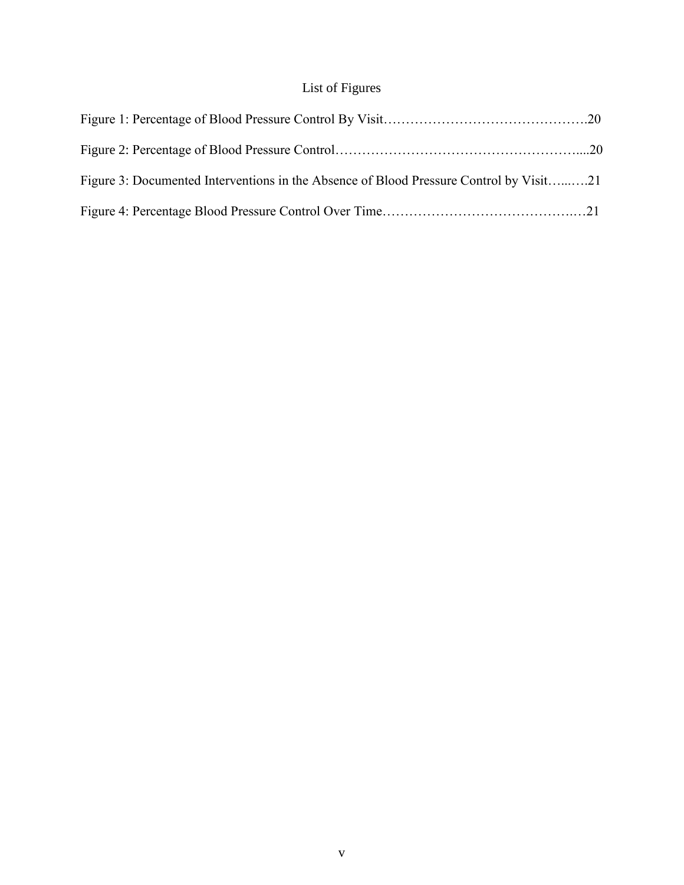# List of Figures

Figure 1: Percentage of Blood Pressure Control By Visit……………………………………….20

Figure 2: Percentage of Blood Pressure Control……………………………………………....20

Figure 3: Documented Interventions in the Absence of Blood Pressure Control by Visit…...….21

Figure 4: Percentage Blood Pressure Control Over Time…………………………………….…21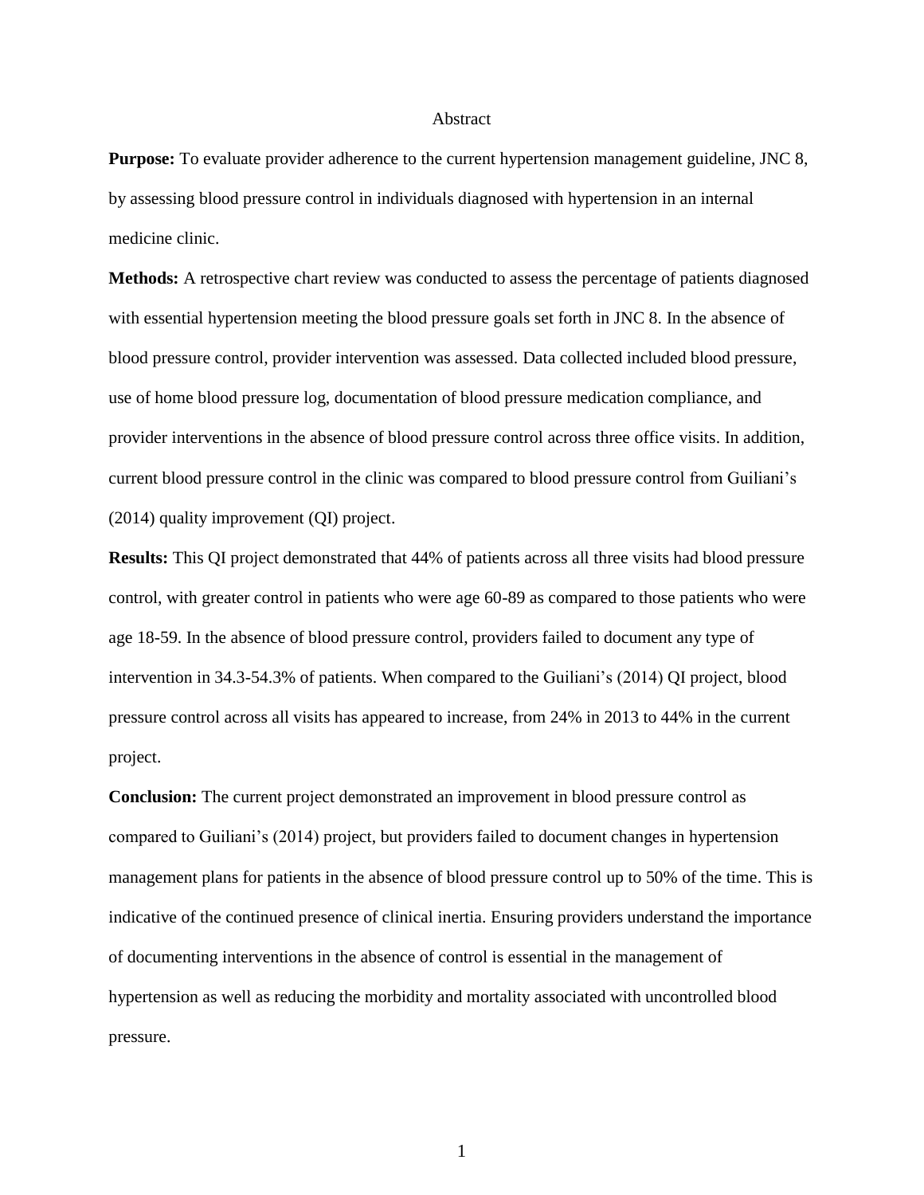# Abstract

**Purpose:** To evaluate provider adherence to the current hypertension management guideline, JNC 8, by assessing blood pressure control in individuals diagnosed with hypertension in an internal medicine clinic.

**Methods:** A retrospective chart review was conducted to assess the percentage of patients diagnosed with essential hypertension meeting the blood pressure goals set forth in JNC 8. In the absence of blood pressure control, provider intervention was assessed. Data collected included blood pressure, use of home blood pressure log, documentation of blood pressure medication compliance, and provider interventions in the absence of blood pressure control across three office visits. In addition, current blood pressure control in the clinic was compared to blood pressure control from Guiliani's (2014) quality improvement (QI) project.

**Results:** This QI project demonstrated that 44% of patients across all three visits had blood pressure control, with greater control in patients who were age 60-89 as compared to those patients who were age 18-59. In the absence of blood pressure control, providers failed to document any type of intervention in 34.3-54.3% of patients. When compared to the Guiliani's (2014) QI project, blood pressure control across all visits has appeared to increase, from 24% in 2013 to 44% in the current project.

**Conclusion:** The current project demonstrated an improvement in blood pressure control as compared to Guiliani's (2014) project, but providers failed to document changes in hypertension management plans for patients in the absence of blood pressure control up to 50% of the time. This is indicative of the continued presence of clinical inertia. Ensuring providers understand the importance of documenting interventions in the absence of control is essential in the management of hypertension as well as reducing the morbidity and mortality associated with uncontrolled blood pressure.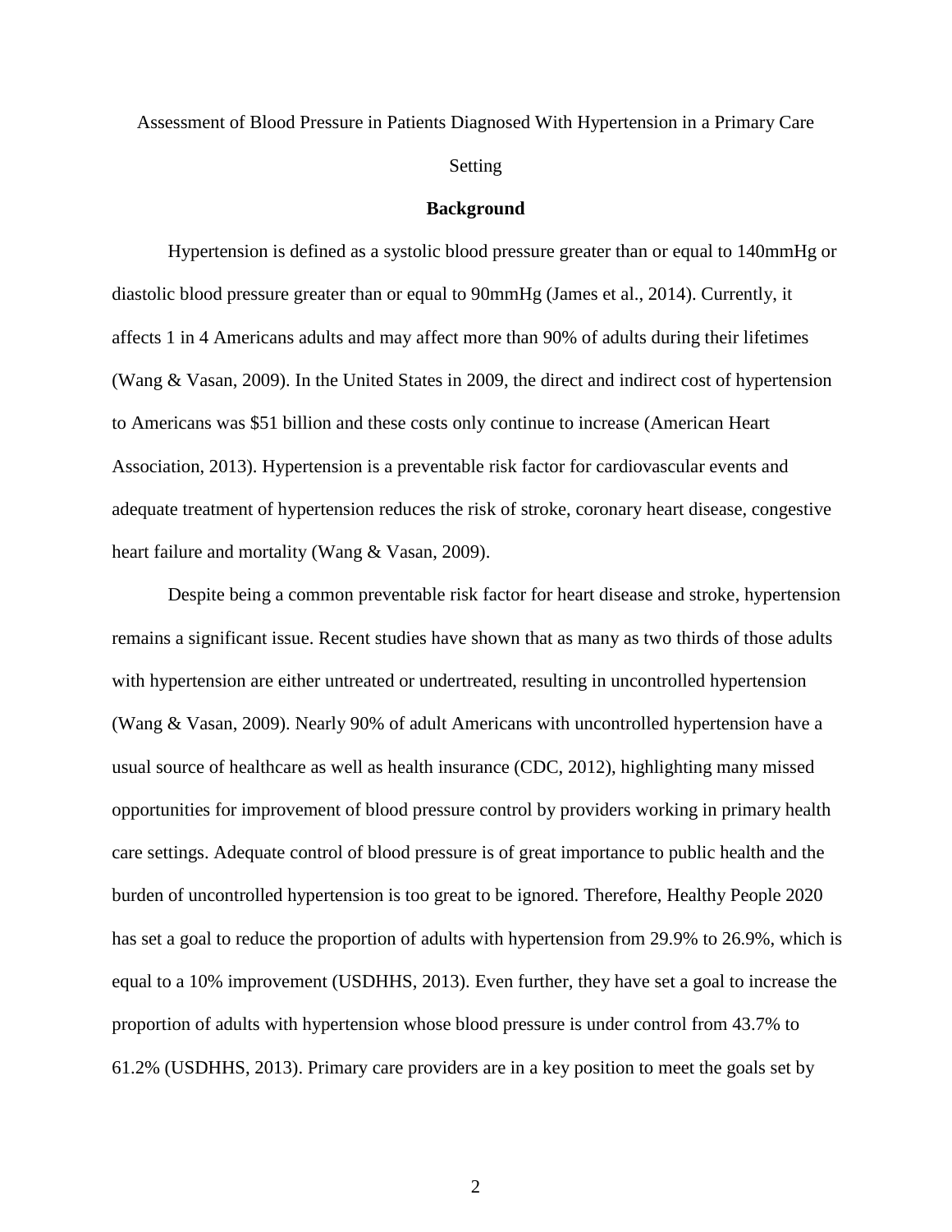Assessment of Blood Pressure in Patients Diagnosed With Hypertension in a Primary Care Setting

## Background

Hypertension is defined as a systolic blood pressure greater than or equal to 140mmHg or diastolic blood pressure greater than or equal to 90mmHg (James et al., 2014). Currently, it affects 1 in 4 Americans adults and may affect more than 90% of adults during their lifetimes (Wang & Vasan, 2009). In the United States in 2009, the direct and indirect cost of hypertension to Americans was $51 billion and these costs only continue to increase (American Heart Association, 2013). Hypertension is a preventable risk factor for cardiovascular events and adequate treatment of hypertension reduces the risk of stroke, coronary heart disease, congestive heart failure and mortality (Wang & Vasan, 2009).

Despite being a common preventable risk factor for heart disease and stroke, hypertension remains a significant issue. Recent studies have shown that as many as two thirds of those adults with hypertension are either untreated or undertreated, resulting in uncontrolled hypertension (Wang & Vasan, 2009). Nearly 90% of adult Americans with uncontrolled hypertension have a usual source of healthcare as well as health insurance (CDC, 2012), highlighting many missed opportunities for improvement of blood pressure control by providers working in primary health care settings. Adequate control of blood pressure is of great importance to public health and the burden of uncontrolled hypertension is too great to be ignored. Therefore, Healthy People 2020 has set a goal to reduce the proportion of adults with hypertension from 29.9% to 26.9%, which is equal to a 10% improvement (USDHHS, 2013). Even further, they have set a goal to increase the proportion of adults with hypertension whose blood pressure is under control from 43.7% to 61.2% (USDHHS, 2013). Primary care providers are in a key position to meet the goals set by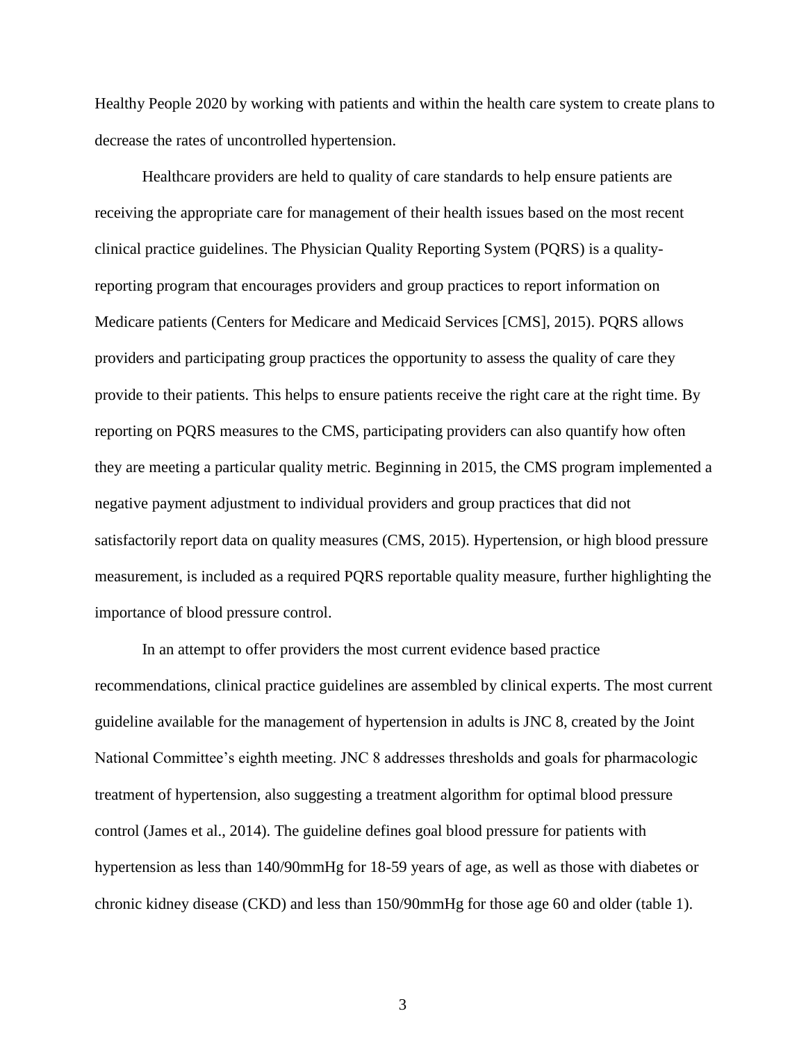Healthy People 2020 by working with patients and within the health care system to create plans to decrease the rates of uncontrolled hypertension.

Healthcare providers are held to quality of care standards to help ensure patients are receiving the appropriate care for management of their health issues based on the most recent clinical practice guidelines. The Physician Quality Reporting System (PQRS) is a quality-reporting program that encourages providers and group practices to report information on Medicare patients (Centers for Medicare and Medicaid Services [CMS], 2015). PQRS allows providers and participating group practices the opportunity to assess the quality of care they provide to their patients. This helps to ensure patients receive the right care at the right time. By reporting on PQRS measures to the CMS, participating providers can also quantify how often they are meeting a particular quality metric. Beginning in 2015, the CMS program implemented a negative payment adjustment to individual providers and group practices that did not satisfactorily report data on quality measures (CMS, 2015). Hypertension, or high blood pressure measurement, is included as a required PQRS reportable quality measure, further highlighting the importance of blood pressure control.

In an attempt to offer providers the most current evidence based practice recommendations, clinical practice guidelines are assembled by clinical experts. The most current guideline available for the management of hypertension in adults is JNC 8, created by the Joint National Committee's eighth meeting. JNC 8 addresses thresholds and goals for pharmacologic treatment of hypertension, also suggesting a treatment algorithm for optimal blood pressure control (James et al., 2014). The guideline defines goal blood pressure for patients with hypertension as less than 140/90mmHg for 18-59 years of age, as well as those with diabetes or chronic kidney disease (CKD) and less than 150/90mmHg for those age 60 and older (table 1).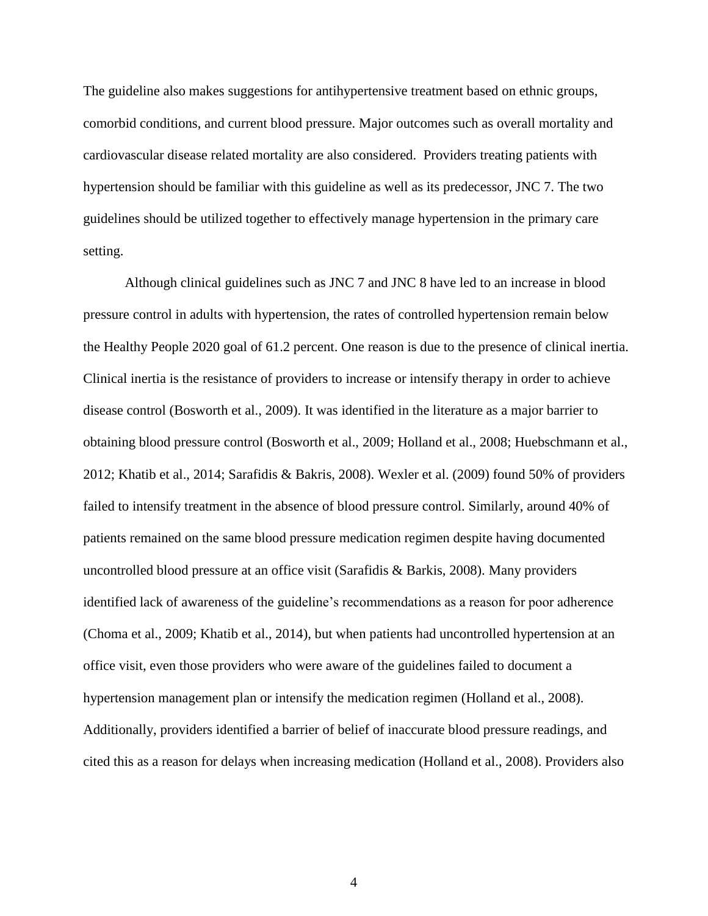The guideline also makes suggestions for antihypertensive treatment based on ethnic groups, comorbid conditions, and current blood pressure. Major outcomes such as overall mortality and cardiovascular disease related mortality are also considered.  Providers treating patients with hypertension should be familiar with this guideline as well as its predecessor, JNC 7. The two guidelines should be utilized together to effectively manage hypertension in the primary care setting.

Although clinical guidelines such as JNC 7 and JNC 8 have led to an increase in blood pressure control in adults with hypertension, the rates of controlled hypertension remain below the Healthy People 2020 goal of 61.2 percent. One reason is due to the presence of clinical inertia. Clinical inertia is the resistance of providers to increase or intensify therapy in order to achieve disease control (Bosworth et al., 2009). It was identified in the literature as a major barrier to obtaining blood pressure control (Bosworth et al., 2009; Holland et al., 2008; Huebschmann et al., 2012; Khatib et al., 2014; Sarafidis & Bakris, 2008). Wexler et al. (2009) found 50% of providers failed to intensify treatment in the absence of blood pressure control. Similarly, around 40% of patients remained on the same blood pressure medication regimen despite having documented uncontrolled blood pressure at an office visit (Sarafidis & Barkis, 2008). Many providers identified lack of awareness of the guideline's recommendations as a reason for poor adherence (Choma et al., 2009; Khatib et al., 2014), but when patients had uncontrolled hypertension at an office visit, even those providers who were aware of the guidelines failed to document a hypertension management plan or intensify the medication regimen (Holland et al., 2008). Additionally, providers identified a barrier of belief of inaccurate blood pressure readings, and cited this as a reason for delays when increasing medication (Holland et al., 2008). Providers also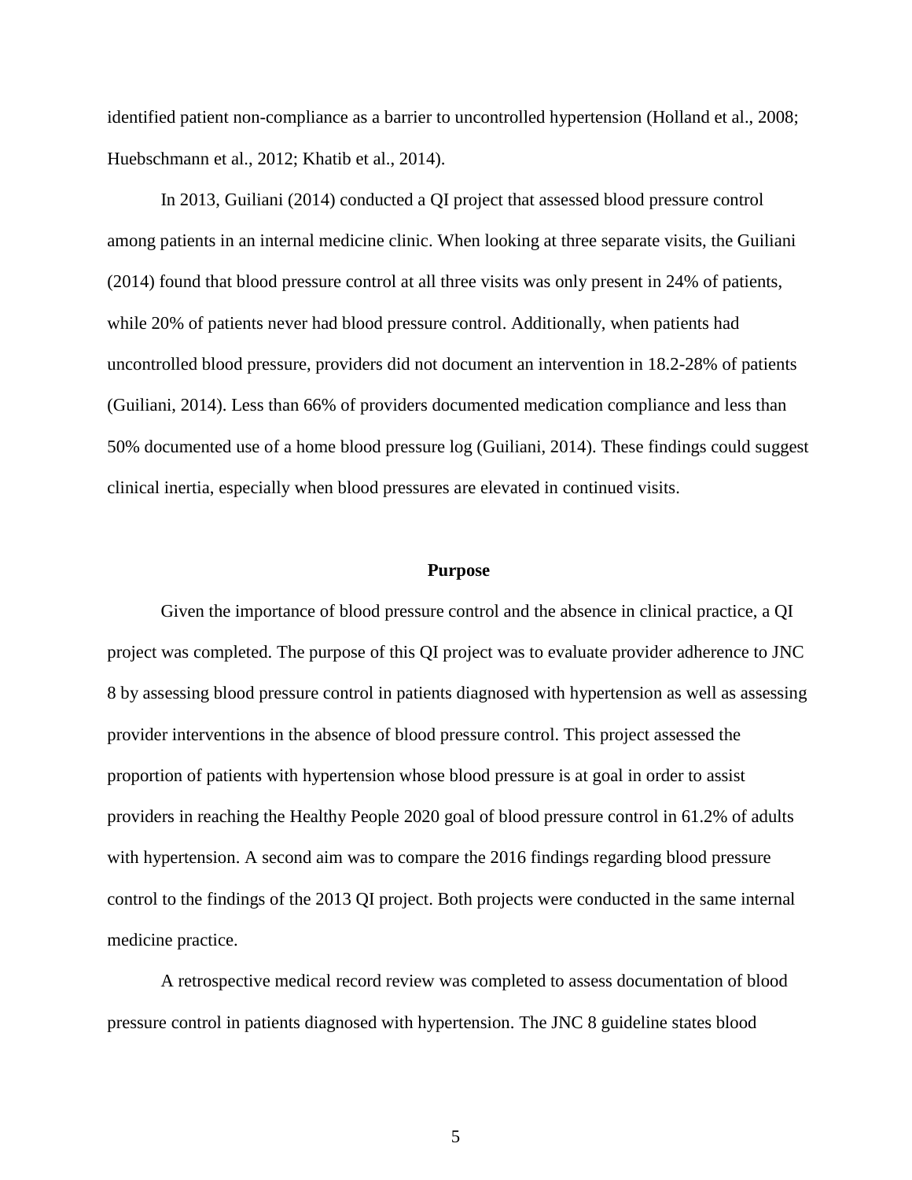identified patient non-compliance as a barrier to uncontrolled hypertension (Holland et al., 2008; Huebschmann et al., 2012; Khatib et al., 2014).

In 2013, Guiliani (2014) conducted a QI project that assessed blood pressure control among patients in an internal medicine clinic. When looking at three separate visits, the Guiliani (2014) found that blood pressure control at all three visits was only present in 24% of patients, while 20% of patients never had blood pressure control. Additionally, when patients had uncontrolled blood pressure, providers did not document an intervention in 18.2-28% of patients (Guiliani, 2014). Less than 66% of providers documented medication compliance and less than 50% documented use of a home blood pressure log (Guiliani, 2014). These findings could suggest clinical inertia, especially when blood pressures are elevated in continued visits.

## Purpose

Given the importance of blood pressure control and the absence in clinical practice, a QI project was completed. The purpose of this QI project was to evaluate provider adherence to JNC 8 by assessing blood pressure control in patients diagnosed with hypertension as well as assessing provider interventions in the absence of blood pressure control. This project assessed the proportion of patients with hypertension whose blood pressure is at goal in order to assist providers in reaching the Healthy People 2020 goal of blood pressure control in 61.2% of adults with hypertension. A second aim was to compare the 2016 findings regarding blood pressure control to the findings of the 2013 QI project. Both projects were conducted in the same internal medicine practice.

A retrospective medical record review was completed to assess documentation of blood pressure control in patients diagnosed with hypertension. The JNC 8 guideline states blood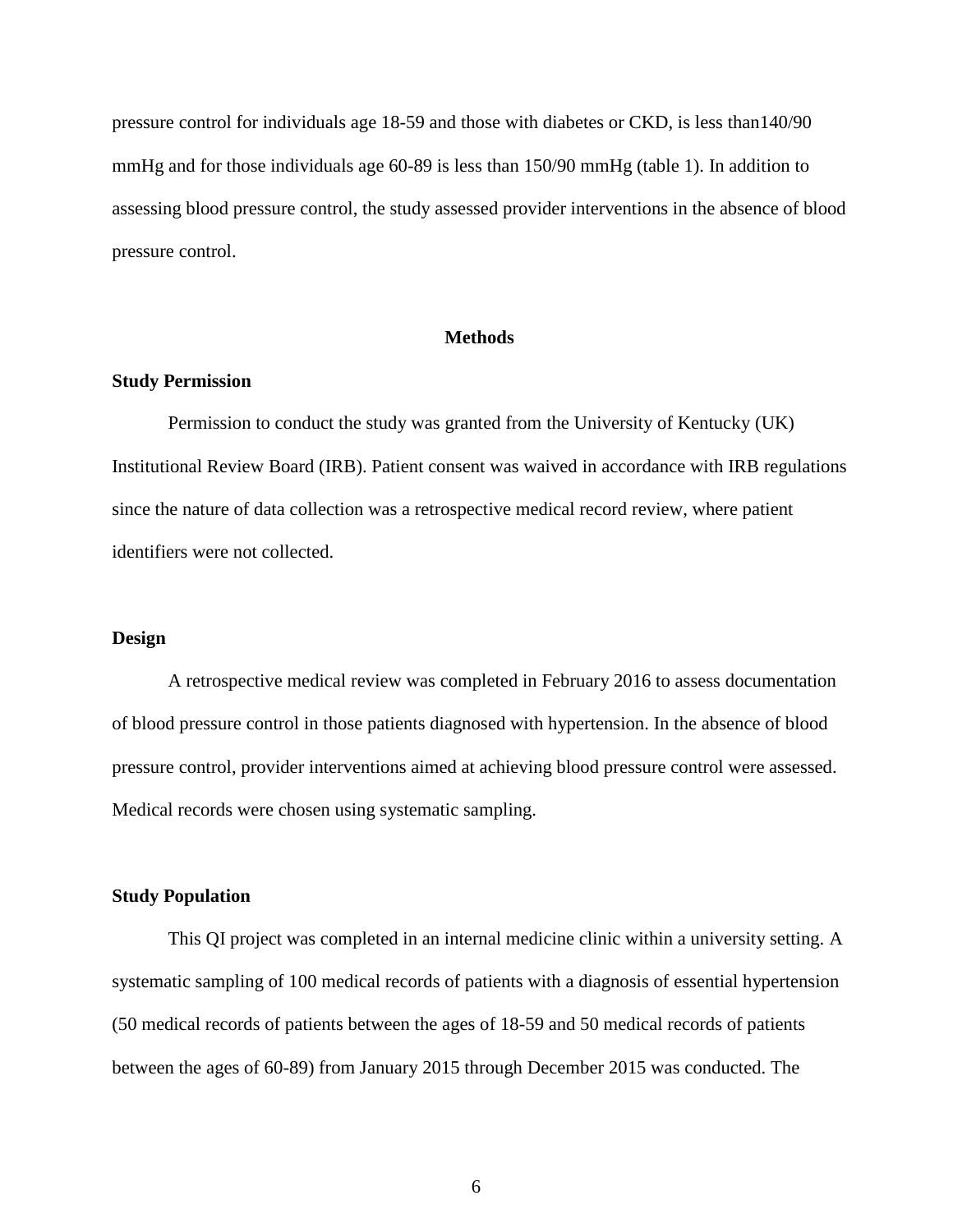pressure control for individuals age 18-59 and those with diabetes or CKD, is less than140/90 mmHg and for those individuals age 60-89 is less than 150/90 mmHg (table 1). In addition to assessing blood pressure control, the study assessed provider interventions in the absence of blood pressure control.

## Methods

### Study Permission

Permission to conduct the study was granted from the University of Kentucky (UK) Institutional Review Board (IRB). Patient consent was waived in accordance with IRB regulations since the nature of data collection was a retrospective medical record review, where patient identifiers were not collected.

### Design

A retrospective medical review was completed in February 2016 to assess documentation of blood pressure control in those patients diagnosed with hypertension. In the absence of blood pressure control, provider interventions aimed at achieving blood pressure control were assessed. Medical records were chosen using systematic sampling.

### Study Population

This QI project was completed in an internal medicine clinic within a university setting. A systematic sampling of 100 medical records of patients with a diagnosis of essential hypertension (50 medical records of patients between the ages of 18-59 and 50 medical records of patients between the ages of 60-89) from January 2015 through December 2015 was conducted. The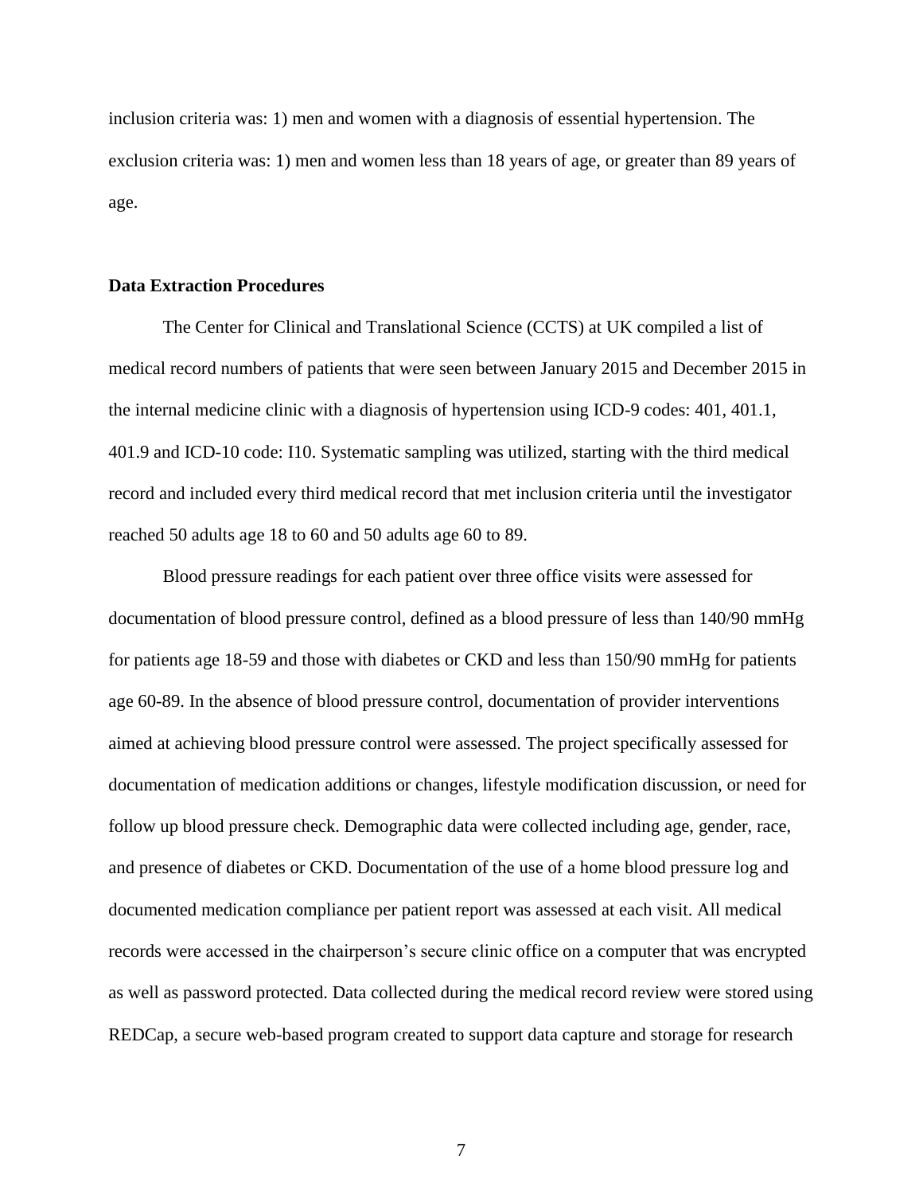inclusion criteria was: 1) men and women with a diagnosis of essential hypertension. The exclusion criteria was: 1) men and women less than 18 years of age, or greater than 89 years of age.

### Data Extraction Procedures

The Center for Clinical and Translational Science (CCTS) at UK compiled a list of medical record numbers of patients that were seen between January 2015 and December 2015 in the internal medicine clinic with a diagnosis of hypertension using ICD-9 codes: 401, 401.1, 401.9 and ICD-10 code: I10. Systematic sampling was utilized, starting with the third medical record and included every third medical record that met inclusion criteria until the investigator reached 50 adults age 18 to 60 and 50 adults age 60 to 89.

Blood pressure readings for each patient over three office visits were assessed for documentation of blood pressure control, defined as a blood pressure of less than 140/90 mmHg for patients age 18-59 and those with diabetes or CKD and less than 150/90 mmHg for patients age 60-89. In the absence of blood pressure control, documentation of provider interventions aimed at achieving blood pressure control were assessed. The project specifically assessed for documentation of medication additions or changes, lifestyle modification discussion, or need for follow up blood pressure check. Demographic data were collected including age, gender, race, and presence of diabetes or CKD. Documentation of the use of a home blood pressure log and documented medication compliance per patient report was assessed at each visit. All medical records were accessed in the chairperson's secure clinic office on a computer that was encrypted as well as password protected. Data collected during the medical record review were stored using REDCap, a secure web-based program created to support data capture and storage for research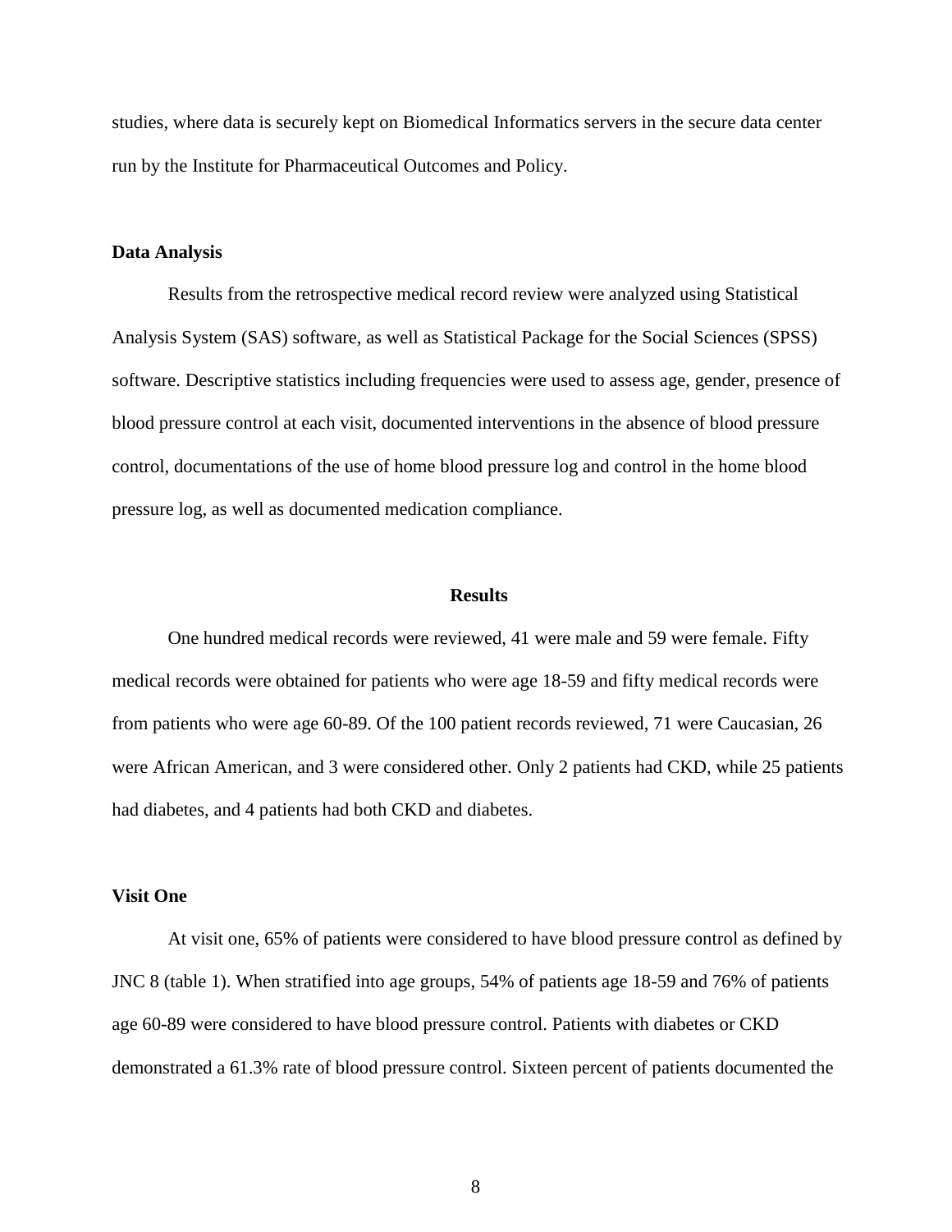studies, where data is securely kept on Biomedical Informatics servers in the secure data center run by the Institute for Pharmaceutical Outcomes and Policy.

**Data Analysis**

Results from the retrospective medical record review were analyzed using Statistical Analysis System (SAS) software, as well as Statistical Package for the Social Sciences (SPSS) software. Descriptive statistics including frequencies were used to assess age, gender, presence of blood pressure control at each visit, documented interventions in the absence of blood pressure control, documentations of the use of home blood pressure log and control in the home blood pressure log, as well as documented medication compliance.

## Results

One hundred medical records were reviewed, 41 were male and 59 were female. Fifty medical records were obtained for patients who were age 18-59 and fifty medical records were from patients who were age 60-89. Of the 100 patient records reviewed, 71 were Caucasian, 26 were African American, and 3 were considered other. Only 2 patients had CKD, while 25 patients had diabetes, and 4 patients had both CKD and diabetes.

**Visit One**

At visit one, 65% of patients were considered to have blood pressure control as defined by JNC 8 (table 1). When stratified into age groups, 54% of patients age 18-59 and 76% of patients age 60-89 were considered to have blood pressure control. Patients with diabetes or CKD demonstrated a 61.3% rate of blood pressure control. Sixteen percent of patients documented the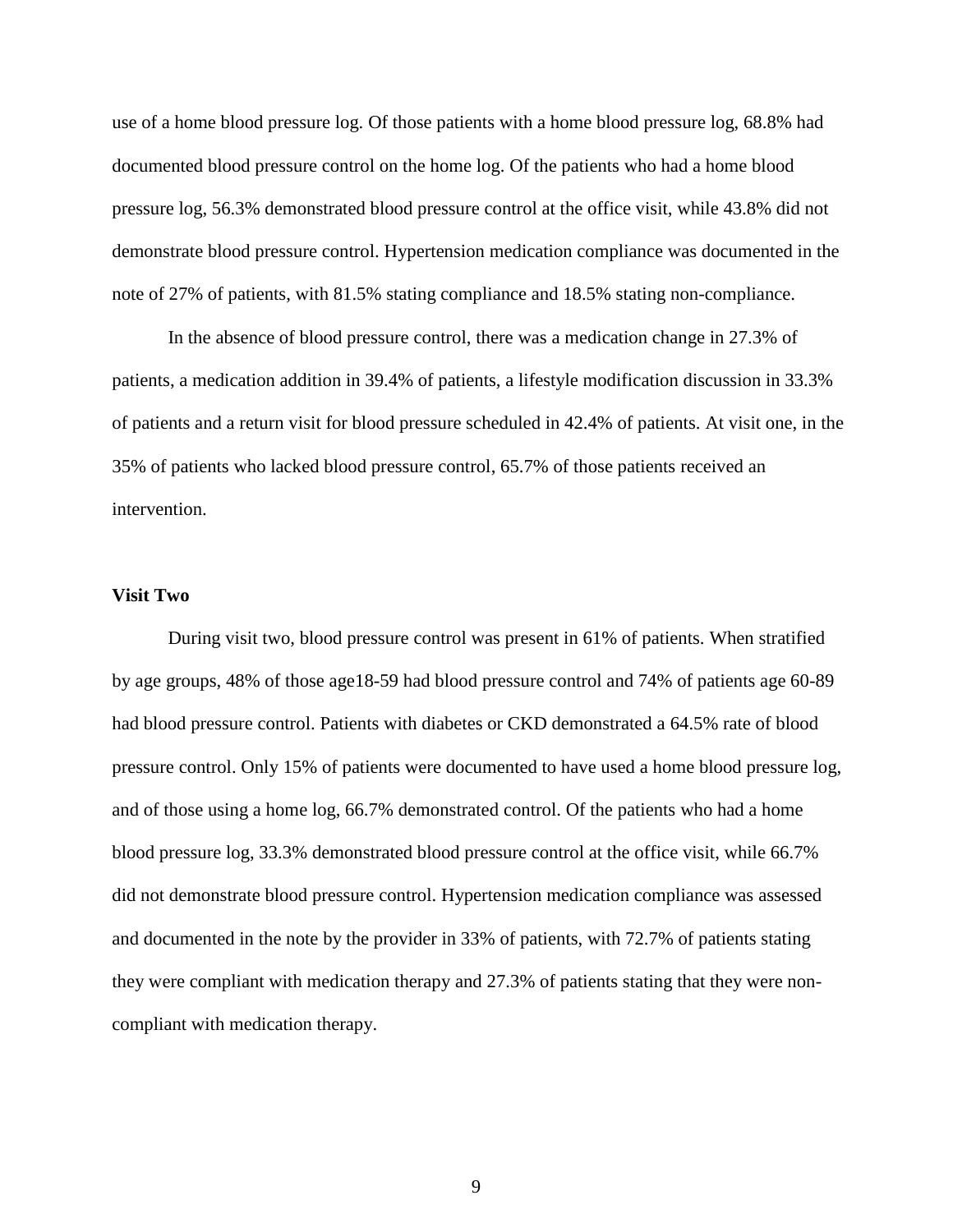use of a home blood pressure log. Of those patients with a home blood pressure log, 68.8% had documented blood pressure control on the home log. Of the patients who had a home blood pressure log, 56.3% demonstrated blood pressure control at the office visit, while 43.8% did not demonstrate blood pressure control. Hypertension medication compliance was documented in the note of 27% of patients, with 81.5% stating compliance and 18.5% stating non-compliance.

In the absence of blood pressure control, there was a medication change in 27.3% of patients, a medication addition in 39.4% of patients, a lifestyle modification discussion in 33.3% of patients and a return visit for blood pressure scheduled in 42.4% of patients. At visit one, in the 35% of patients who lacked blood pressure control, 65.7% of those patients received an intervention.

**Visit Two**

During visit two, blood pressure control was present in 61% of patients. When stratified by age groups, 48% of those age18-59 had blood pressure control and 74% of patients age 60-89 had blood pressure control. Patients with diabetes or CKD demonstrated a 64.5% rate of blood pressure control. Only 15% of patients were documented to have used a home blood pressure log, and of those using a home log, 66.7% demonstrated control. Of the patients who had a home blood pressure log, 33.3% demonstrated blood pressure control at the office visit, while 66.7% did not demonstrate blood pressure control. Hypertension medication compliance was assessed and documented in the note by the provider in 33% of patients, with 72.7% of patients stating they were compliant with medication therapy and 27.3% of patients stating that they were non-compliant with medication therapy.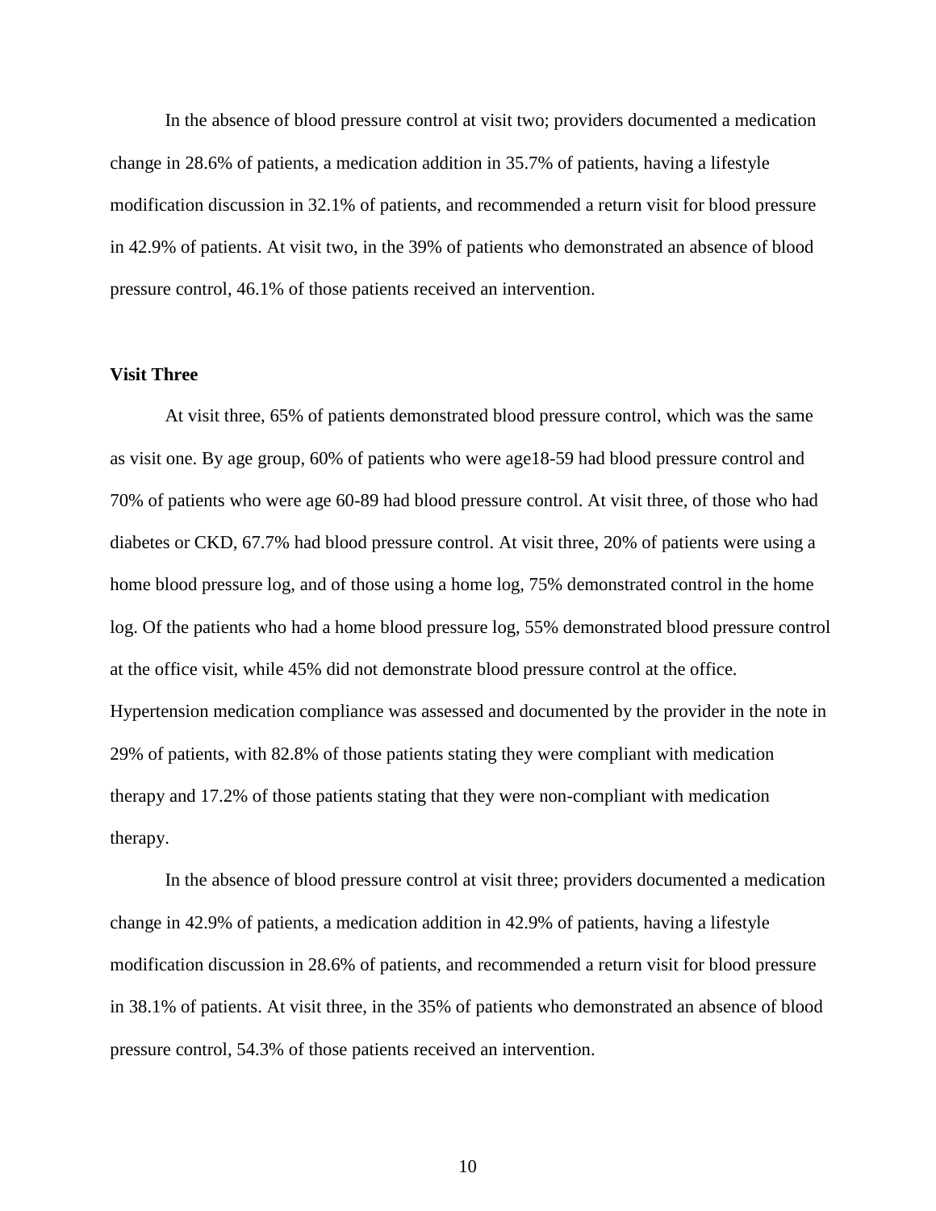In the absence of blood pressure control at visit two; providers documented a medication change in 28.6% of patients, a medication addition in 35.7% of patients, having a lifestyle modification discussion in 32.1% of patients, and recommended a return visit for blood pressure in 42.9% of patients. At visit two, in the 39% of patients who demonstrated an absence of blood pressure control, 46.1% of those patients received an intervention.

**Visit Three**

At visit three, 65% of patients demonstrated blood pressure control, which was the same as visit one. By age group, 60% of patients who were age18-59 had blood pressure control and 70% of patients who were age 60-89 had blood pressure control. At visit three, of those who had diabetes or CKD, 67.7% had blood pressure control. At visit three, 20% of patients were using a home blood pressure log, and of those using a home log, 75% demonstrated control in the home log. Of the patients who had a home blood pressure log, 55% demonstrated blood pressure control at the office visit, while 45% did not demonstrate blood pressure control at the office. Hypertension medication compliance was assessed and documented by the provider in the note in 29% of patients, with 82.8% of those patients stating they were compliant with medication therapy and 17.2% of those patients stating that they were non-compliant with medication therapy.

In the absence of blood pressure control at visit three; providers documented a medication change in 42.9% of patients, a medication addition in 42.9% of patients, having a lifestyle modification discussion in 28.6% of patients, and recommended a return visit for blood pressure in 38.1% of patients. At visit three, in the 35% of patients who demonstrated an absence of blood pressure control, 54.3% of those patients received an intervention.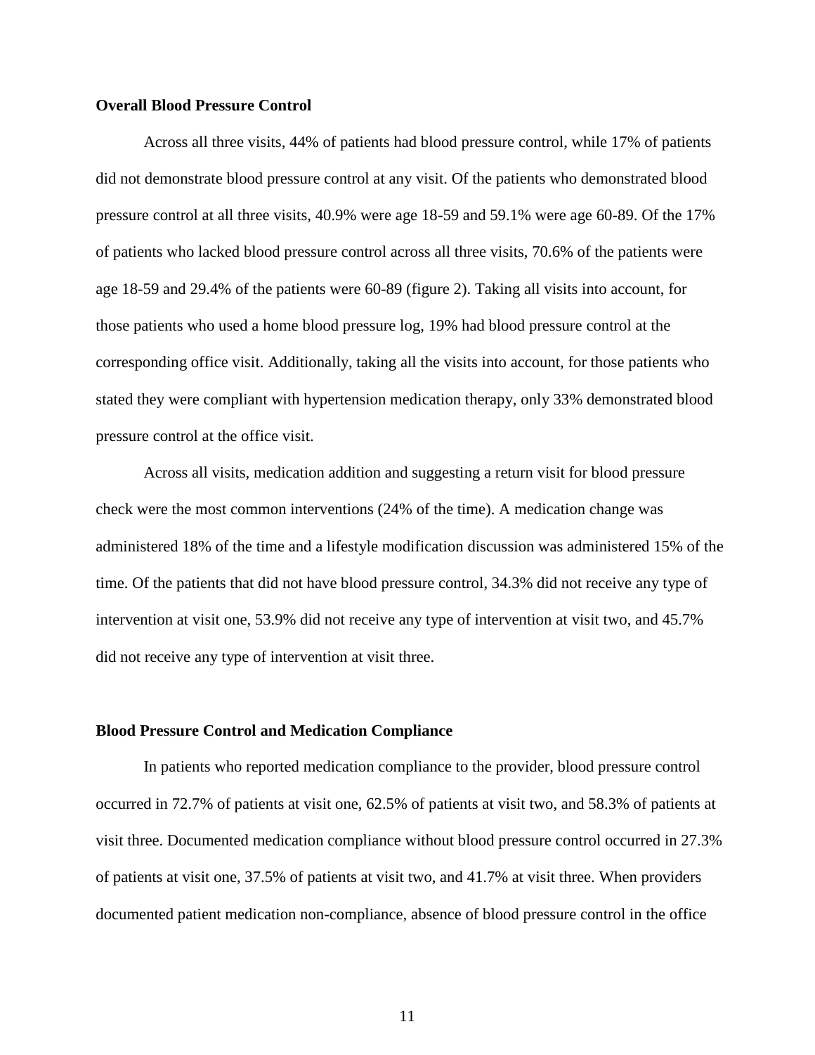**Overall Blood Pressure Control**

Across all three visits, 44% of patients had blood pressure control, while 17% of patients did not demonstrate blood pressure control at any visit. Of the patients who demonstrated blood pressure control at all three visits, 40.9% were age 18-59 and 59.1% were age 60-89. Of the 17% of patients who lacked blood pressure control across all three visits, 70.6% of the patients were age 18-59 and 29.4% of the patients were 60-89 (figure 2). Taking all visits into account, for those patients who used a home blood pressure log, 19% had blood pressure control at the corresponding office visit. Additionally, taking all the visits into account, for those patients who stated they were compliant with hypertension medication therapy, only 33% demonstrated blood pressure control at the office visit.

Across all visits, medication addition and suggesting a return visit for blood pressure check were the most common interventions (24% of the time). A medication change was administered 18% of the time and a lifestyle modification discussion was administered 15% of the time. Of the patients that did not have blood pressure control, 34.3% did not receive any type of intervention at visit one, 53.9% did not receive any type of intervention at visit two, and 45.7% did not receive any type of intervention at visit three.

**Blood Pressure Control and Medication Compliance**

In patients who reported medication compliance to the provider, blood pressure control occurred in 72.7% of patients at visit one, 62.5% of patients at visit two, and 58.3% of patients at visit three. Documented medication compliance without blood pressure control occurred in 27.3% of patients at visit one, 37.5% of patients at visit two, and 41.7% at visit three. When providers documented patient medication non-compliance, absence of blood pressure control in the office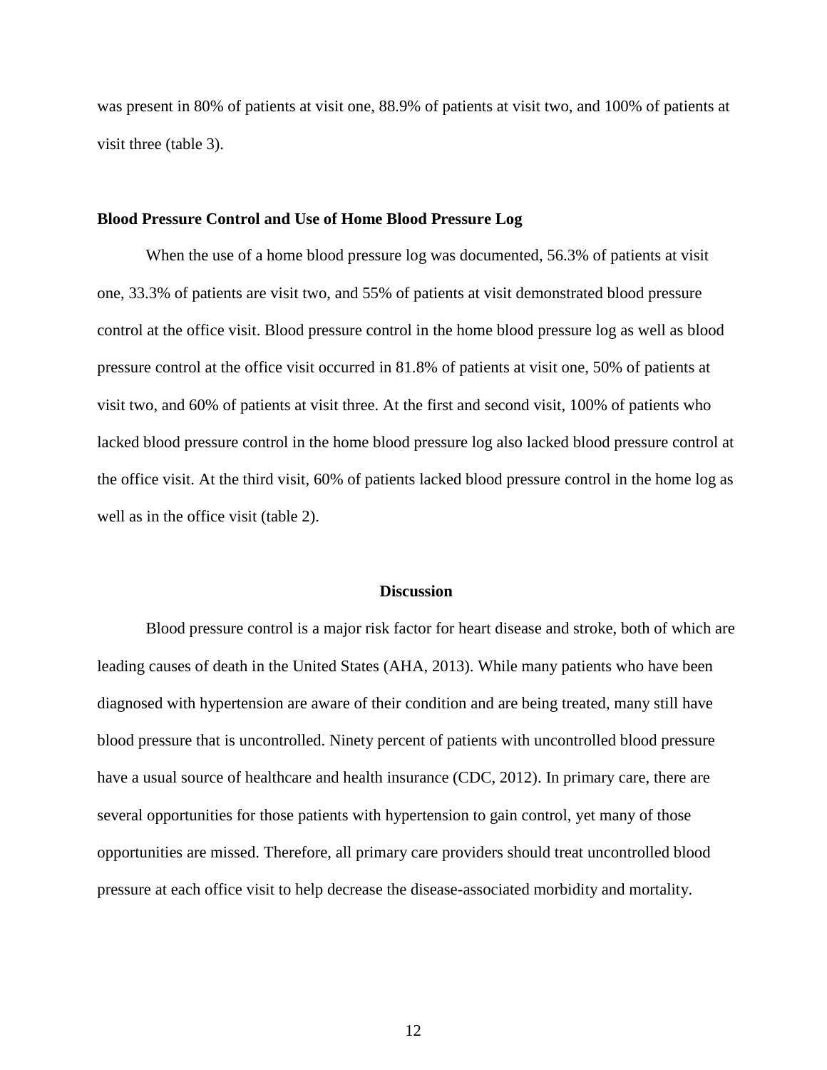was present in 80% of patients at visit one, 88.9% of patients at visit two, and 100% of patients at visit three (table 3).

### Blood Pressure Control and Use of Home Blood Pressure Log

When the use of a home blood pressure log was documented, 56.3% of patients at visit one, 33.3% of patients are visit two, and 55% of patients at visit demonstrated blood pressure control at the office visit. Blood pressure control in the home blood pressure log as well as blood pressure control at the office visit occurred in 81.8% of patients at visit one, 50% of patients at visit two, and 60% of patients at visit three. At the first and second visit, 100% of patients who lacked blood pressure control in the home blood pressure log also lacked blood pressure control at the office visit. At the third visit, 60% of patients lacked blood pressure control in the home log as well as in the office visit (table 2).

## Discussion

Blood pressure control is a major risk factor for heart disease and stroke, both of which are leading causes of death in the United States (AHA, 2013). While many patients who have been diagnosed with hypertension are aware of their condition and are being treated, many still have blood pressure that is uncontrolled. Ninety percent of patients with uncontrolled blood pressure have a usual source of healthcare and health insurance (CDC, 2012). In primary care, there are several opportunities for those patients with hypertension to gain control, yet many of those opportunities are missed. Therefore, all primary care providers should treat uncontrolled blood pressure at each office visit to help decrease the disease-associated morbidity and mortality.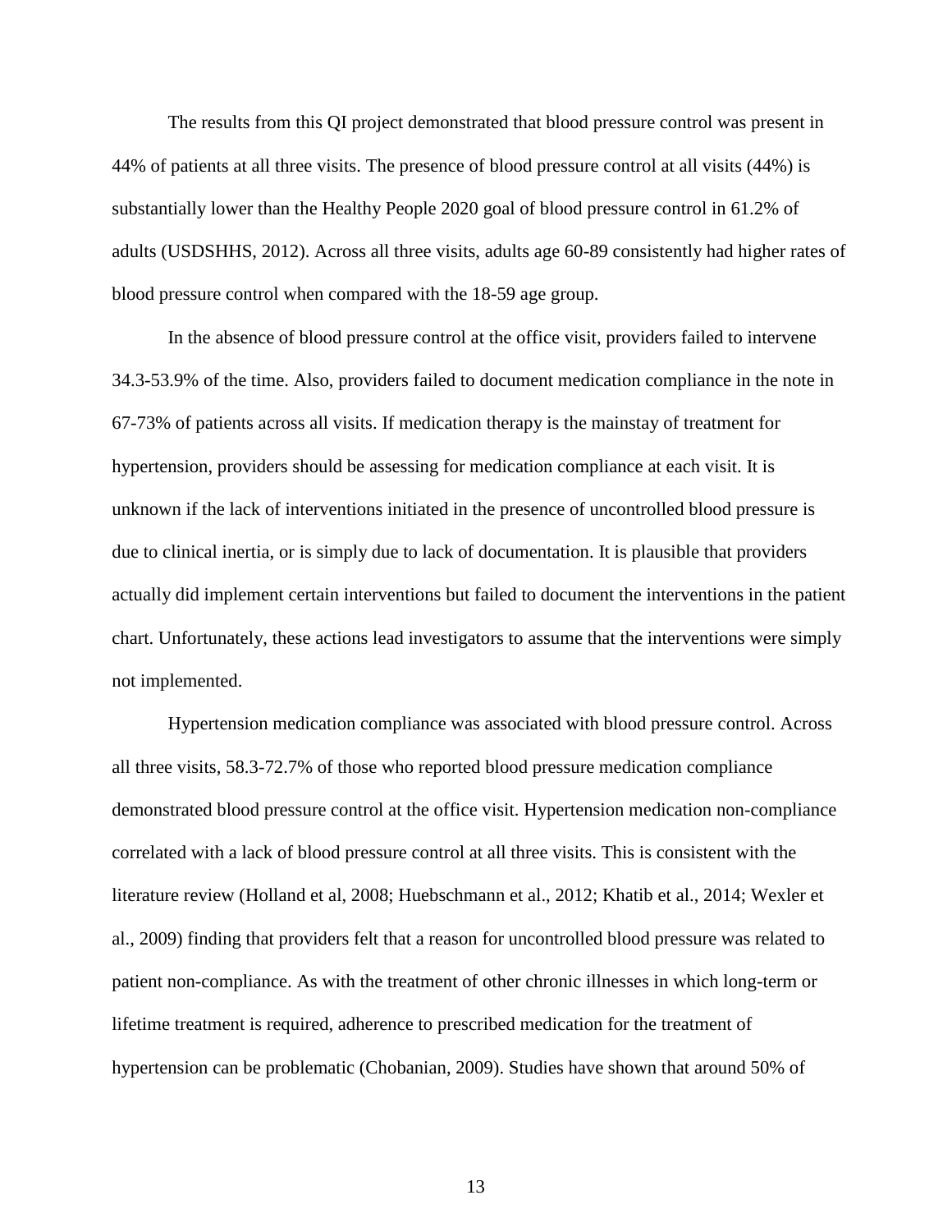The results from this QI project demonstrated that blood pressure control was present in 44% of patients at all three visits. The presence of blood pressure control at all visits (44%) is substantially lower than the Healthy People 2020 goal of blood pressure control in 61.2% of adults (USDSHHS, 2012). Across all three visits, adults age 60-89 consistently had higher rates of blood pressure control when compared with the 18-59 age group.

In the absence of blood pressure control at the office visit, providers failed to intervene 34.3-53.9% of the time. Also, providers failed to document medication compliance in the note in 67-73% of patients across all visits. If medication therapy is the mainstay of treatment for hypertension, providers should be assessing for medication compliance at each visit. It is unknown if the lack of interventions initiated in the presence of uncontrolled blood pressure is due to clinical inertia, or is simply due to lack of documentation. It is plausible that providers actually did implement certain interventions but failed to document the interventions in the patient chart. Unfortunately, these actions lead investigators to assume that the interventions were simply not implemented.

Hypertension medication compliance was associated with blood pressure control. Across all three visits, 58.3-72.7% of those who reported blood pressure medication compliance demonstrated blood pressure control at the office visit. Hypertension medication non-compliance correlated with a lack of blood pressure control at all three visits. This is consistent with the literature review (Holland et al, 2008; Huebschmann et al., 2012; Khatib et al., 2014; Wexler et al., 2009) finding that providers felt that a reason for uncontrolled blood pressure was related to patient non-compliance. As with the treatment of other chronic illnesses in which long-term or lifetime treatment is required, adherence to prescribed medication for the treatment of hypertension can be problematic (Chobanian, 2009). Studies have shown that around 50% of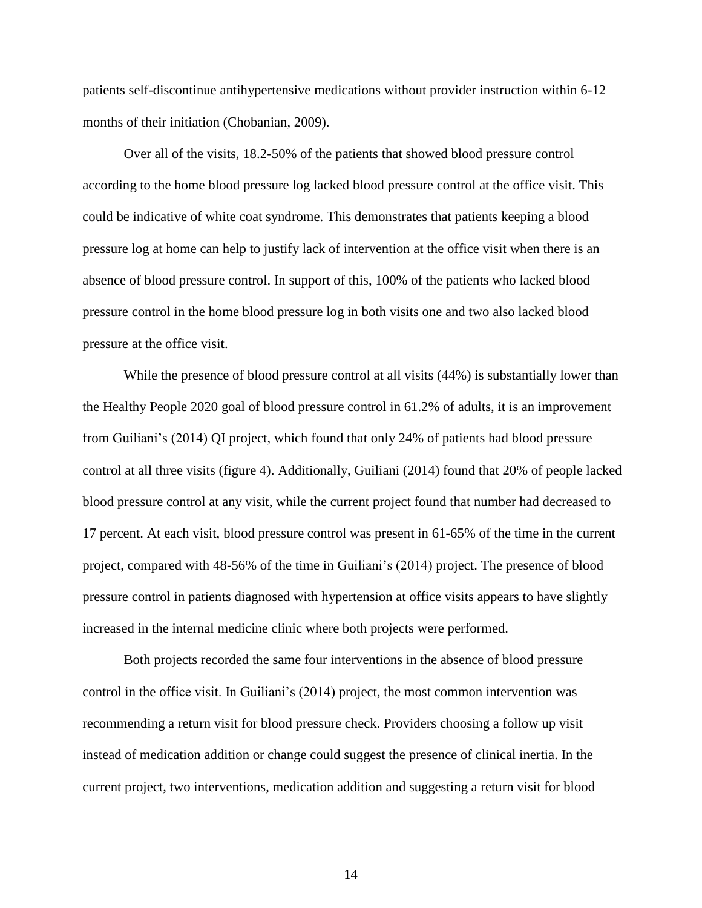patients self-discontinue antihypertensive medications without provider instruction within 6-12 months of their initiation (Chobanian, 2009).

Over all of the visits, 18.2-50% of the patients that showed blood pressure control according to the home blood pressure log lacked blood pressure control at the office visit. This could be indicative of white coat syndrome. This demonstrates that patients keeping a blood pressure log at home can help to justify lack of intervention at the office visit when there is an absence of blood pressure control. In support of this, 100% of the patients who lacked blood pressure control in the home blood pressure log in both visits one and two also lacked blood pressure at the office visit.

While the presence of blood pressure control at all visits (44%) is substantially lower than the Healthy People 2020 goal of blood pressure control in 61.2% of adults, it is an improvement from Guiliani's (2014) QI project, which found that only 24% of patients had blood pressure control at all three visits (figure 4). Additionally, Guiliani (2014) found that 20% of people lacked blood pressure control at any visit, while the current project found that number had decreased to 17 percent. At each visit, blood pressure control was present in 61-65% of the time in the current project, compared with 48-56% of the time in Guiliani's (2014) project. The presence of blood pressure control in patients diagnosed with hypertension at office visits appears to have slightly increased in the internal medicine clinic where both projects were performed.

Both projects recorded the same four interventions in the absence of blood pressure control in the office visit. In Guiliani's (2014) project, the most common intervention was recommending a return visit for blood pressure check. Providers choosing a follow up visit instead of medication addition or change could suggest the presence of clinical inertia. In the current project, two interventions, medication addition and suggesting a return visit for blood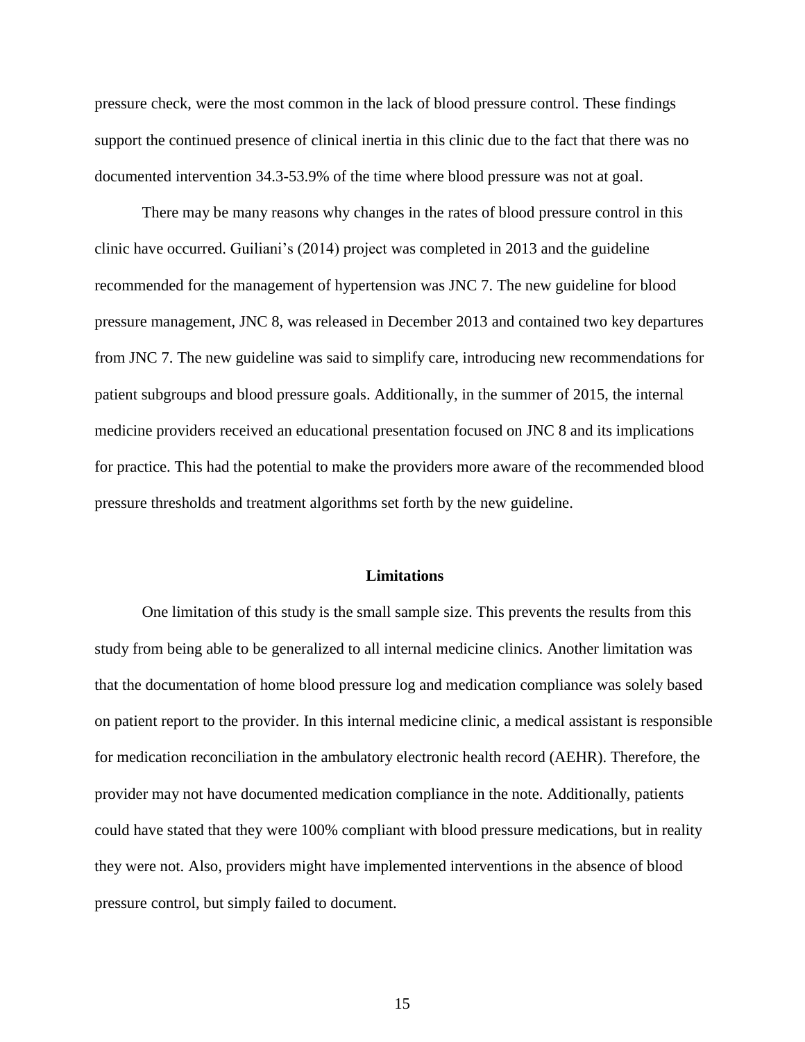pressure check, were the most common in the lack of blood pressure control. These findings support the continued presence of clinical inertia in this clinic due to the fact that there was no documented intervention 34.3-53.9% of the time where blood pressure was not at goal.

There may be many reasons why changes in the rates of blood pressure control in this clinic have occurred. Guiliani's (2014) project was completed in 2013 and the guideline recommended for the management of hypertension was JNC 7. The new guideline for blood pressure management, JNC 8, was released in December 2013 and contained two key departures from JNC 7. The new guideline was said to simplify care, introducing new recommendations for patient subgroups and blood pressure goals. Additionally, in the summer of 2015, the internal medicine providers received an educational presentation focused on JNC 8 and its implications for practice. This had the potential to make the providers more aware of the recommended blood pressure thresholds and treatment algorithms set forth by the new guideline.

## Limitations

One limitation of this study is the small sample size. This prevents the results from this study from being able to be generalized to all internal medicine clinics. Another limitation was that the documentation of home blood pressure log and medication compliance was solely based on patient report to the provider. In this internal medicine clinic, a medical assistant is responsible for medication reconciliation in the ambulatory electronic health record (AEHR). Therefore, the provider may not have documented medication compliance in the note. Additionally, patients could have stated that they were 100% compliant with blood pressure medications, but in reality they were not. Also, providers might have implemented interventions in the absence of blood pressure control, but simply failed to document.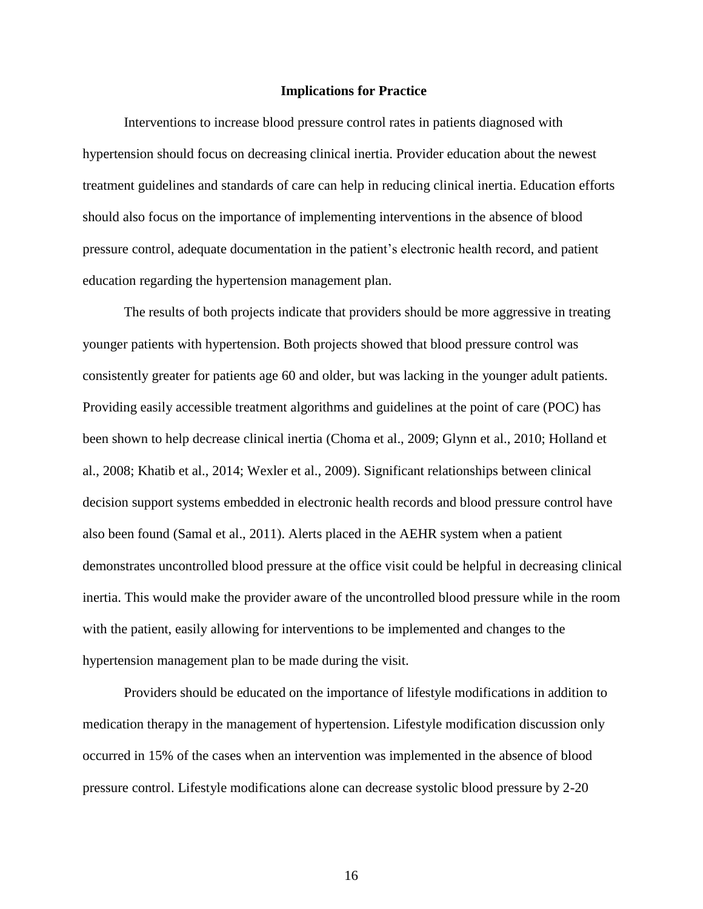## Implications for Practice

Interventions to increase blood pressure control rates in patients diagnosed with hypertension should focus on decreasing clinical inertia. Provider education about the newest treatment guidelines and standards of care can help in reducing clinical inertia. Education efforts should also focus on the importance of implementing interventions in the absence of blood pressure control, adequate documentation in the patient's electronic health record, and patient education regarding the hypertension management plan.

The results of both projects indicate that providers should be more aggressive in treating younger patients with hypertension. Both projects showed that blood pressure control was consistently greater for patients age 60 and older, but was lacking in the younger adult patients. Providing easily accessible treatment algorithms and guidelines at the point of care (POC) has been shown to help decrease clinical inertia (Choma et al., 2009; Glynn et al., 2010; Holland et al., 2008; Khatib et al., 2014; Wexler et al., 2009). Significant relationships between clinical decision support systems embedded in electronic health records and blood pressure control have also been found (Samal et al., 2011). Alerts placed in the AEHR system when a patient demonstrates uncontrolled blood pressure at the office visit could be helpful in decreasing clinical inertia. This would make the provider aware of the uncontrolled blood pressure while in the room with the patient, easily allowing for interventions to be implemented and changes to the hypertension management plan to be made during the visit.

Providers should be educated on the importance of lifestyle modifications in addition to medication therapy in the management of hypertension. Lifestyle modification discussion only occurred in 15% of the cases when an intervention was implemented in the absence of blood pressure control. Lifestyle modifications alone can decrease systolic blood pressure by 2-20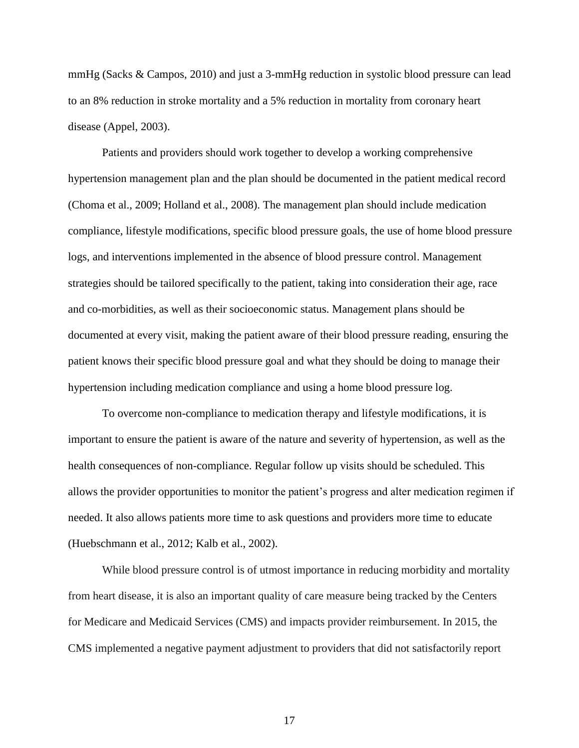mmHg (Sacks & Campos, 2010) and just a 3-mmHg reduction in systolic blood pressure can lead to an 8% reduction in stroke mortality and a 5% reduction in mortality from coronary heart disease (Appel, 2003).

Patients and providers should work together to develop a working comprehensive hypertension management plan and the plan should be documented in the patient medical record (Choma et al., 2009; Holland et al., 2008). The management plan should include medication compliance, lifestyle modifications, specific blood pressure goals, the use of home blood pressure logs, and interventions implemented in the absence of blood pressure control. Management strategies should be tailored specifically to the patient, taking into consideration their age, race and co-morbidities, as well as their socioeconomic status. Management plans should be documented at every visit, making the patient aware of their blood pressure reading, ensuring the patient knows their specific blood pressure goal and what they should be doing to manage their hypertension including medication compliance and using a home blood pressure log.

To overcome non-compliance to medication therapy and lifestyle modifications, it is important to ensure the patient is aware of the nature and severity of hypertension, as well as the health consequences of non-compliance. Regular follow up visits should be scheduled. This allows the provider opportunities to monitor the patient's progress and alter medication regimen if needed. It also allows patients more time to ask questions and providers more time to educate (Huebschmann et al., 2012; Kalb et al., 2002).

While blood pressure control is of utmost importance in reducing morbidity and mortality from heart disease, it is also an important quality of care measure being tracked by the Centers for Medicare and Medicaid Services (CMS) and impacts provider reimbursement. In 2015, the CMS implemented a negative payment adjustment to providers that did not satisfactorily report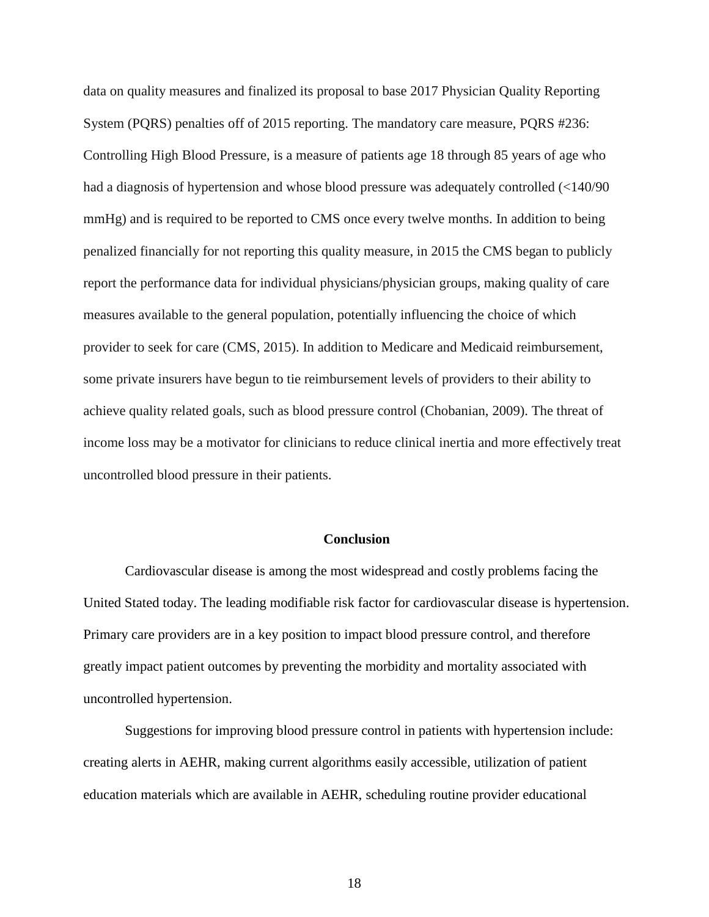data on quality measures and finalized its proposal to base 2017 Physician Quality Reporting System (PQRS) penalties off of 2015 reporting. The mandatory care measure, PQRS #236: Controlling High Blood Pressure, is a measure of patients age 18 through 85 years of age who had a diagnosis of hypertension and whose blood pressure was adequately controlled (<140/90 mmHg) and is required to be reported to CMS once every twelve months. In addition to being penalized financially for not reporting this quality measure, in 2015 the CMS began to publicly report the performance data for individual physicians/physician groups, making quality of care measures available to the general population, potentially influencing the choice of which provider to seek for care (CMS, 2015). In addition to Medicare and Medicaid reimbursement, some private insurers have begun to tie reimbursement levels of providers to their ability to achieve quality related goals, such as blood pressure control (Chobanian, 2009). The threat of income loss may be a motivator for clinicians to reduce clinical inertia and more effectively treat uncontrolled blood pressure in their patients.

## Conclusion

Cardiovascular disease is among the most widespread and costly problems facing the United Stated today. The leading modifiable risk factor for cardiovascular disease is hypertension. Primary care providers are in a key position to impact blood pressure control, and therefore greatly impact patient outcomes by preventing the morbidity and mortality associated with uncontrolled hypertension.

Suggestions for improving blood pressure control in patients with hypertension include: creating alerts in AEHR, making current algorithms easily accessible, utilization of patient education materials which are available in AEHR, scheduling routine provider educational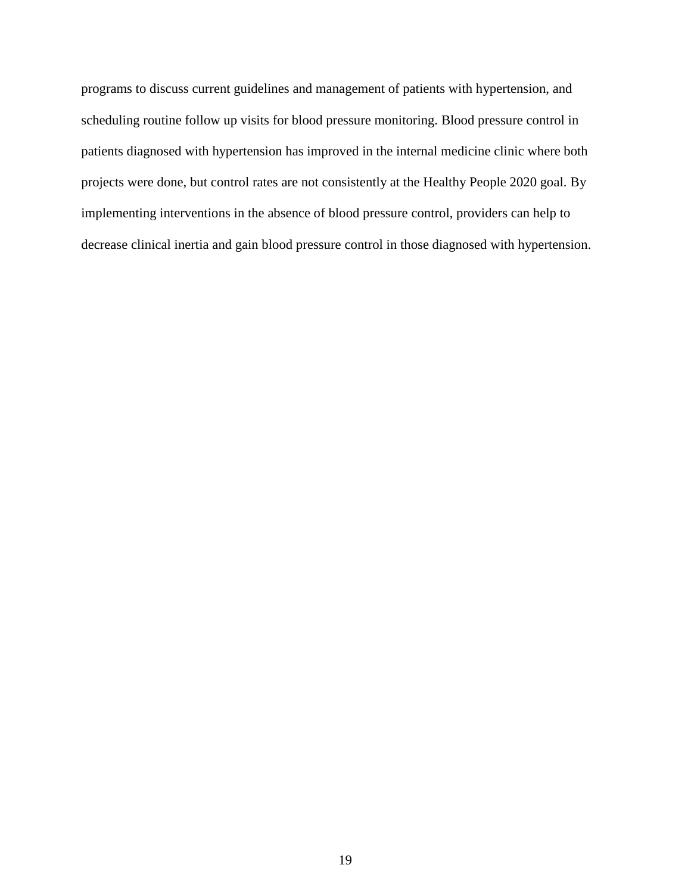programs to discuss current guidelines and management of patients with hypertension, and scheduling routine follow up visits for blood pressure monitoring. Blood pressure control in patients diagnosed with hypertension has improved in the internal medicine clinic where both projects were done, but control rates are not consistently at the Healthy People 2020 goal. By implementing interventions in the absence of blood pressure control, providers can help to decrease clinical inertia and gain blood pressure control in those diagnosed with hypertension.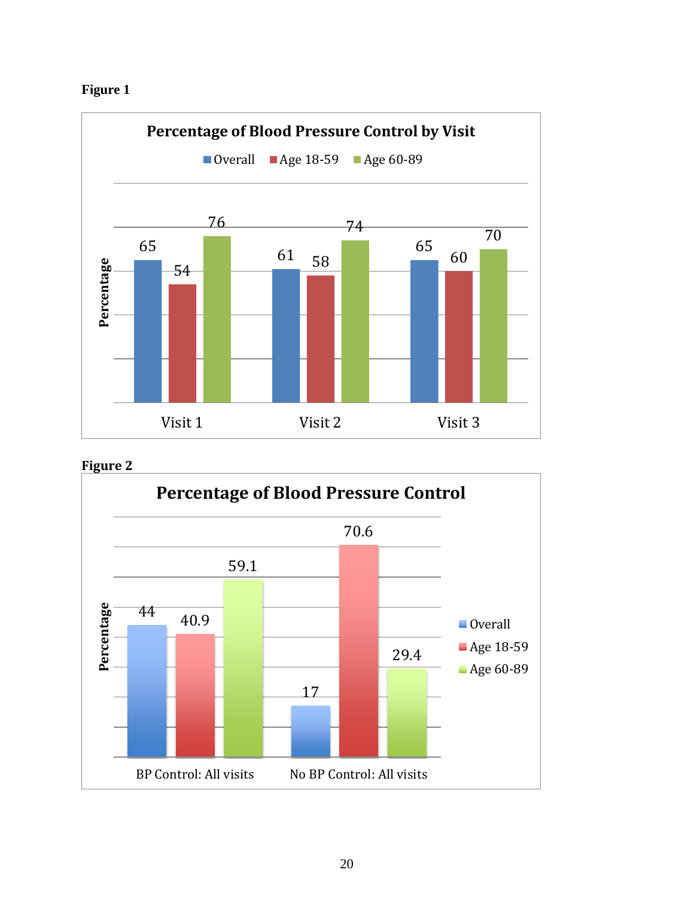**Figure 1**

**Percentage of Blood Pressure Control by Visit**

| | Overall | Age 18-59 | Age 60-89 |
|---|---|---|---|
| Visit 1 | 65 | 54 | 76 |
| Visit 2 | 61 | 58 | 74 |
| Visit 3 | 65 | 60 | 70 |

**Figure 2**

**Percentage of Blood Pressure Control**

| | Overall | Age 18-59 | Age 60-89 |
|---|---|---|---|
| BP Control: All visits | 44 | 40.9 | 59.1 |
| No BP Control: All visits | 17 | 70.6 | 29.4 |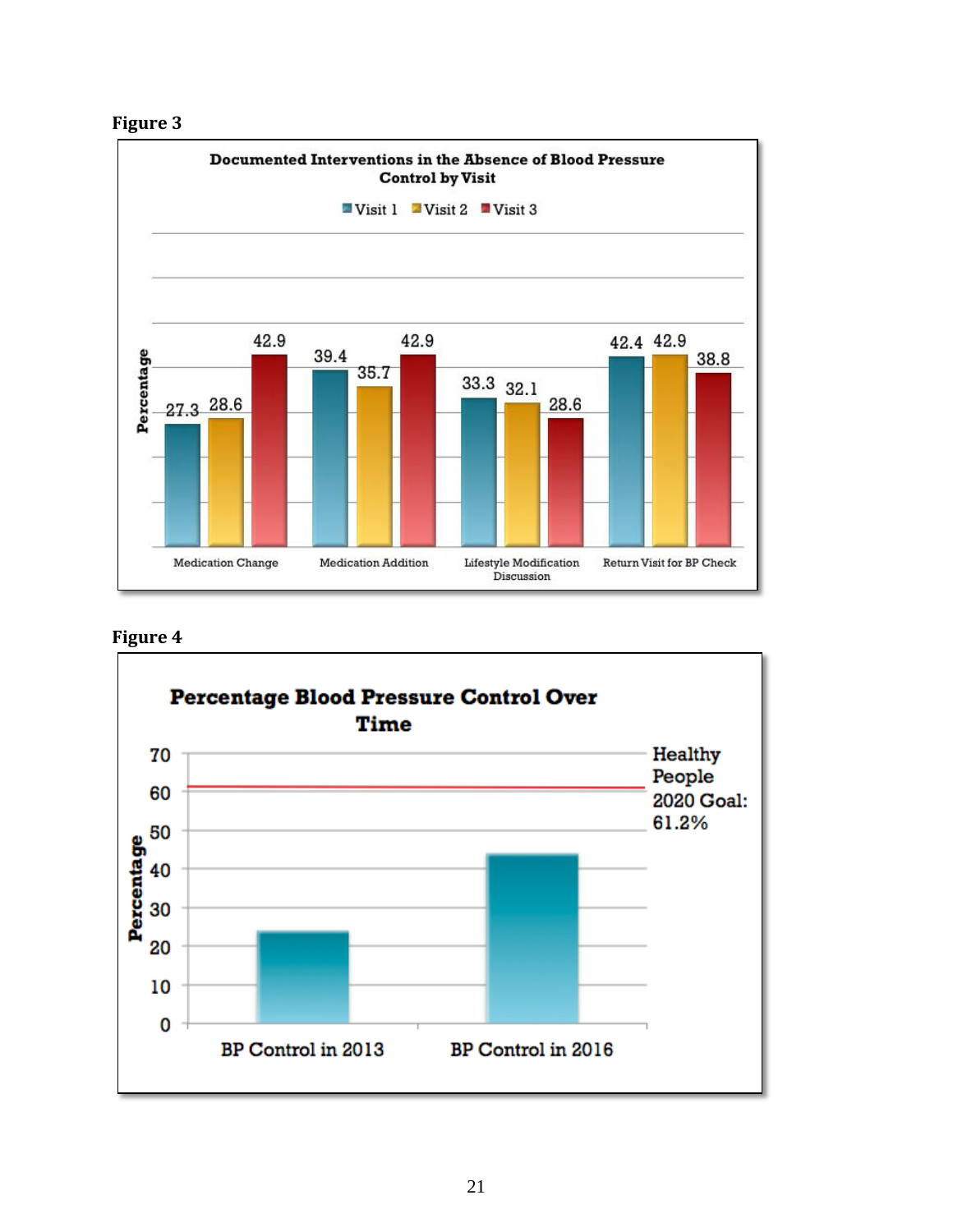**Figure 3**

**Documented Interventions in the Absence of Blood Pressure Control by Visit**

| | Visit 1 | Visit 2 | Visit 3 |
|---|---|---|---|
| Medication Change | 27.3 | 28.6 | 42.9 |
| Medication Addition | 39.4 | 35.7 | 42.9 |
| Lifestyle Modification Discussion | 33.3 | 32.1 | 28.6 |
| Return Visit for BP Check | 42.4 | 42.9 | 38.8 |

Y-axis: Percentage

**Figure 4**

**Percentage Blood Pressure Control Over Time**

Y-axis: Percentage (0–70)

X-axis categories: BP Control in 2013; BP Control in 2016

Healthy People 2020 Goal: 61.2%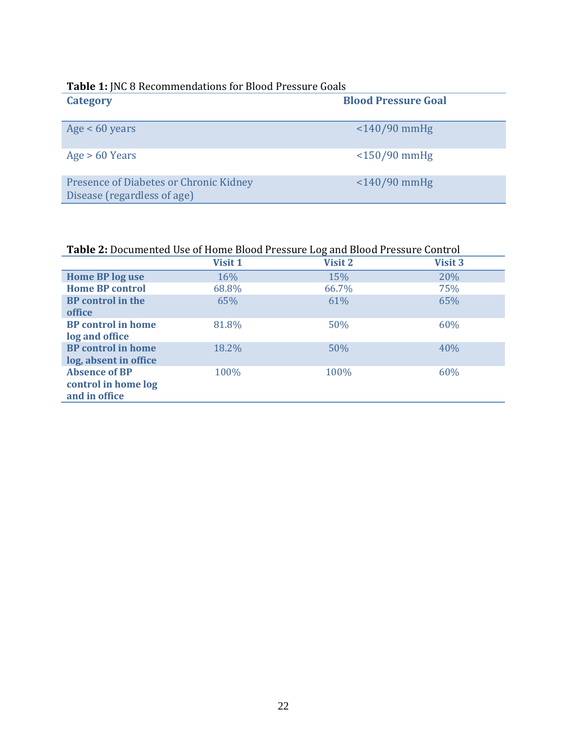**Table 1:** JNC 8 Recommendations for Blood Pressure Goals

| Category | Blood Pressure Goal |
|---|---|
| Age < 60 years | <140/90 mmHg |
| Age > 60 Years | <150/90 mmHg |
| Presence of Diabetes or Chronic Kidney Disease (regardless of age) | <140/90 mmHg |

**Table 2:** Documented Use of Home Blood Pressure Log and Blood Pressure Control

| | Visit 1 | Visit 2 | Visit 3 |
|---|---|---|---|
| **Home BP log use** | 16% | 15% | 20% |
| **Home BP control** | 68.8% | 66.7% | 75% |
| **BP control in the office** | 65% | 61% | 65% |
| **BP control in home log and office** | 81.8% | 50% | 60% |
| **BP control in home log, absent in office** | 18.2% | 50% | 40% |
| **Absence of BP control in home log and in office** | 100% | 100% | 60% |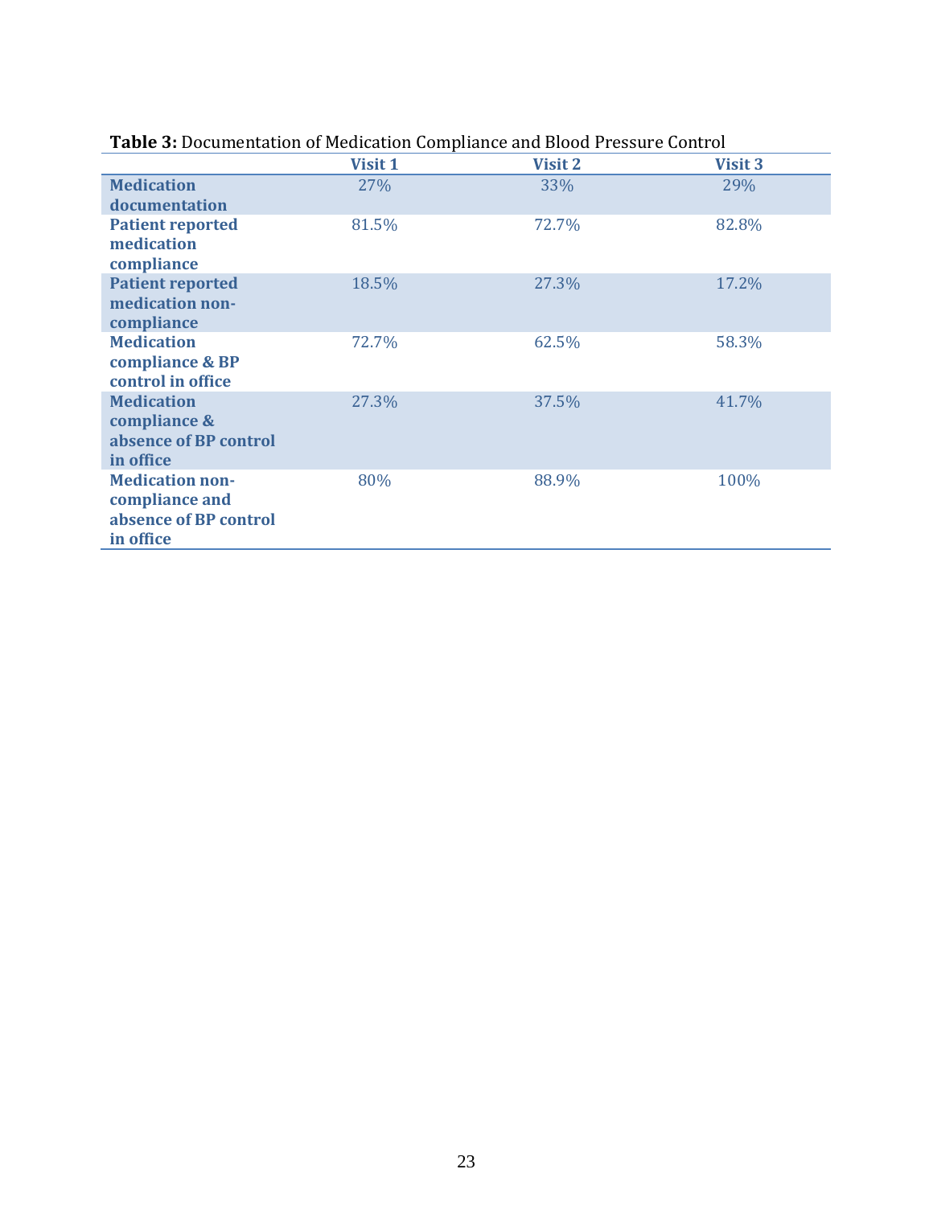**Table 3:** Documentation of Medication Compliance and Blood Pressure Control

| | Visit 1 | Visit 2 | Visit 3 |
|---|---|---|---|
| **Medication documentation** | 27% | 33% | 29% |
| **Patient reported medication compliance** | 81.5% | 72.7% | 82.8% |
| **Patient reported medication non-compliance** | 18.5% | 27.3% | 17.2% |
| **Medication compliance & BP control in office** | 72.7% | 62.5% | 58.3% |
| **Medication compliance & absence of BP control in office** | 27.3% | 37.5% | 41.7% |
| **Medication non-compliance and absence of BP control in office** | 80% | 88.9% | 100% |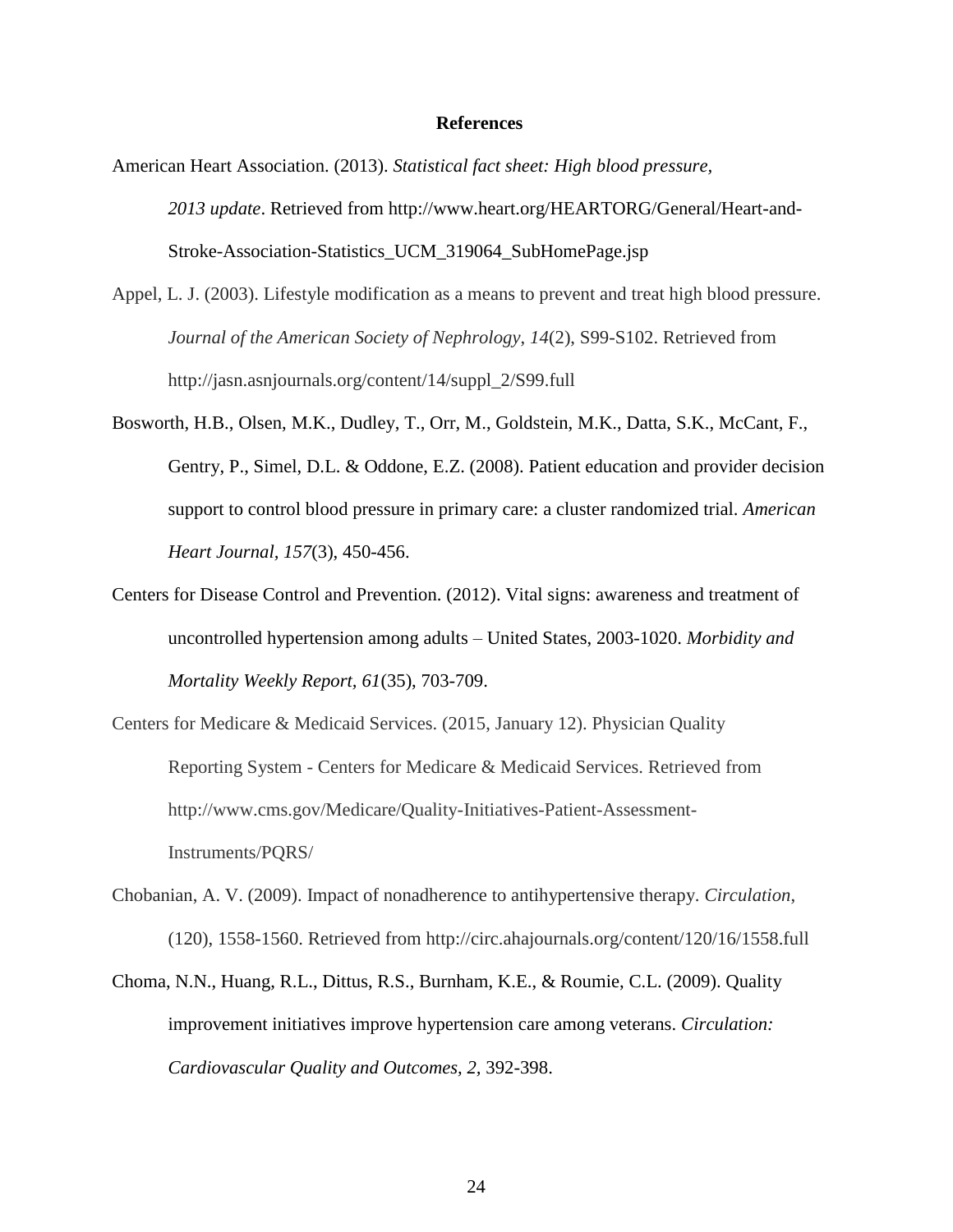# References

American Heart Association. (2013). *Statistical fact sheet: High blood pressure, 2013 update*. Retrieved from http://www.heart.org/HEARTORG/General/Heart-and-Stroke-Association-Statistics_UCM_319064_SubHomePage.jsp

Appel, L. J. (2003). Lifestyle modification as a means to prevent and treat high blood pressure. *Journal of the American Society of Nephrology*, *14*(2), S99-S102. Retrieved from http://jasn.asnjournals.org/content/14/suppl_2/S99.full

Bosworth, H.B., Olsen, M.K., Dudley, T., Orr, M., Goldstein, M.K., Datta, S.K., McCant, F., Gentry, P., Simel, D.L. & Oddone, E.Z. (2008). Patient education and provider decision support to control blood pressure in primary care: a cluster randomized trial. *American Heart Journal*, *157*(3), 450-456.

Centers for Disease Control and Prevention. (2012). Vital signs: awareness and treatment of uncontrolled hypertension among adults – United States, 2003-1020. *Morbidity and Mortality Weekly Report, 61*(35), 703-709.

Centers for Medicare & Medicaid Services. (2015, January 12). Physician Quality Reporting System - Centers for Medicare & Medicaid Services. Retrieved from http://www.cms.gov/Medicare/Quality-Initiatives-Patient-Assessment-Instruments/PQRS/

Chobanian, A. V. (2009). Impact of nonadherence to antihypertensive therapy. *Circulation*, (120), 1558-1560. Retrieved from http://circ.ahajournals.org/content/120/16/1558.full

Choma, N.N., Huang, R.L., Dittus, R.S., Burnham, K.E., & Roumie, C.L. (2009). Quality improvement initiatives improve hypertension care among veterans. *Circulation: Cardiovascular Quality and Outcomes*, *2*, 392-398.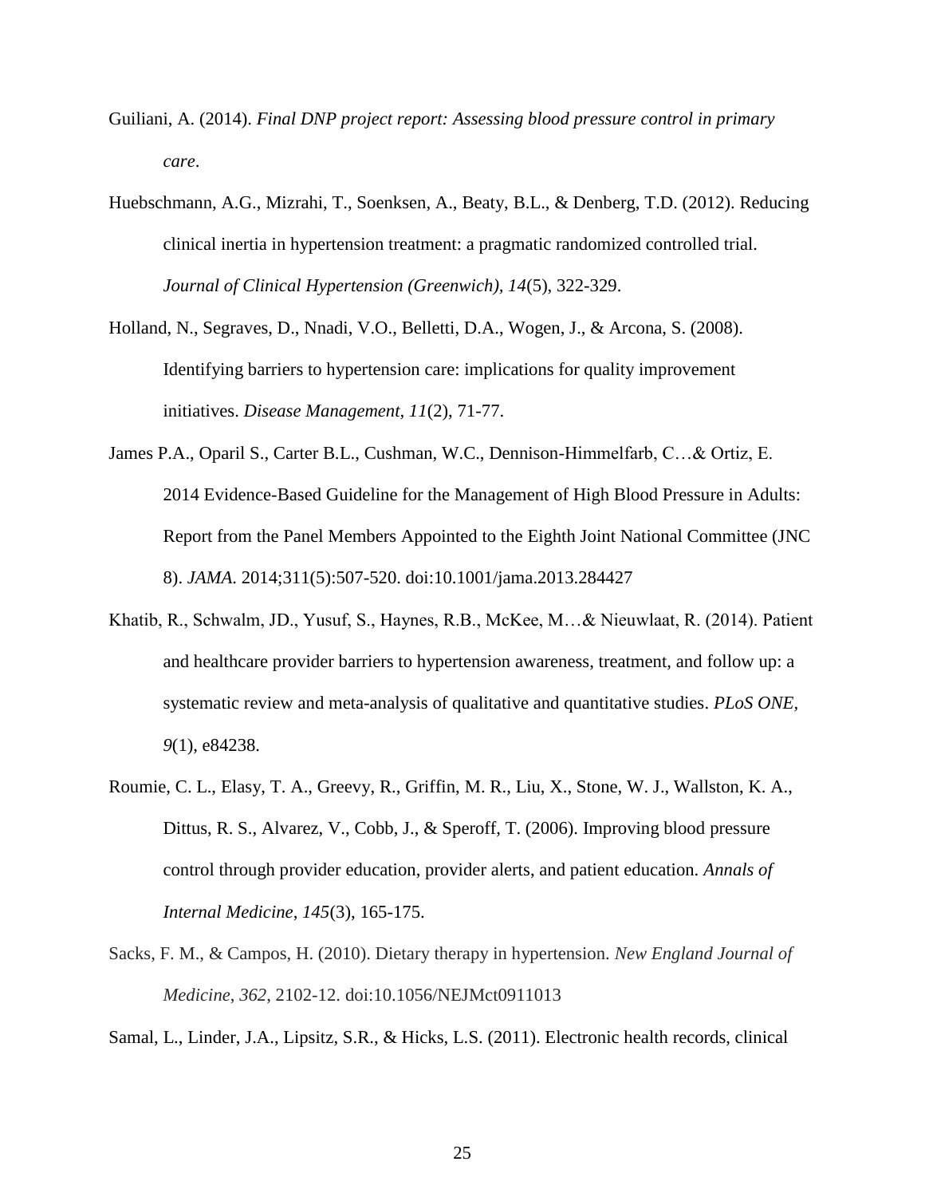Guiliani, A. (2014). *Final DNP project report: Assessing blood pressure control in primary care*.

Huebschmann, A.G., Mizrahi, T., Soenksen, A., Beaty, B.L., & Denberg, T.D. (2012). Reducing clinical inertia in hypertension treatment: a pragmatic randomized controlled trial. *Journal of Clinical Hypertension (Greenwich), 14*(5), 322-329.

Holland, N., Segraves, D., Nnadi, V.O., Belletti, D.A., Wogen, J., & Arcona, S. (2008). Identifying barriers to hypertension care: implications for quality improvement initiatives. *Disease Management, 11*(2), 71-77.

James P.A., Oparil S., Carter B.L., Cushman, W.C., Dennison-Himmelfarb, C…& Ortiz, E. 2014 Evidence-Based Guideline for the Management of High Blood Pressure in Adults: Report from the Panel Members Appointed to the Eighth Joint National Committee (JNC 8). *JAMA.* 2014;311(5):507-520. doi:10.1001/jama.2013.284427

Khatib, R., Schwalm, JD., Yusuf, S., Haynes, R.B., McKee, M…& Nieuwlaat, R. (2014). Patient and healthcare provider barriers to hypertension awareness, treatment, and follow up: a systematic review and meta-analysis of qualitative and quantitative studies. *PLoS ONE, 9*(1), e84238.

Roumie, C. L., Elasy, T. A., Greevy, R., Griffin, M. R., Liu, X., Stone, W. J., Wallston, K. A., Dittus, R. S., Alvarez, V., Cobb, J., & Speroff, T. (2006). Improving blood pressure control through provider education, provider alerts, and patient education. *Annals of Internal Medicine*, *145*(3), 165-175.

Sacks, F. M., & Campos, H. (2010). Dietary therapy in hypertension. *New England Journal of Medicine*, *362*, 2102-12. doi:10.1056/NEJMct0911013

Samal, L., Linder, J.A., Lipsitz, S.R., & Hicks, L.S. (2011). Electronic health records, clinical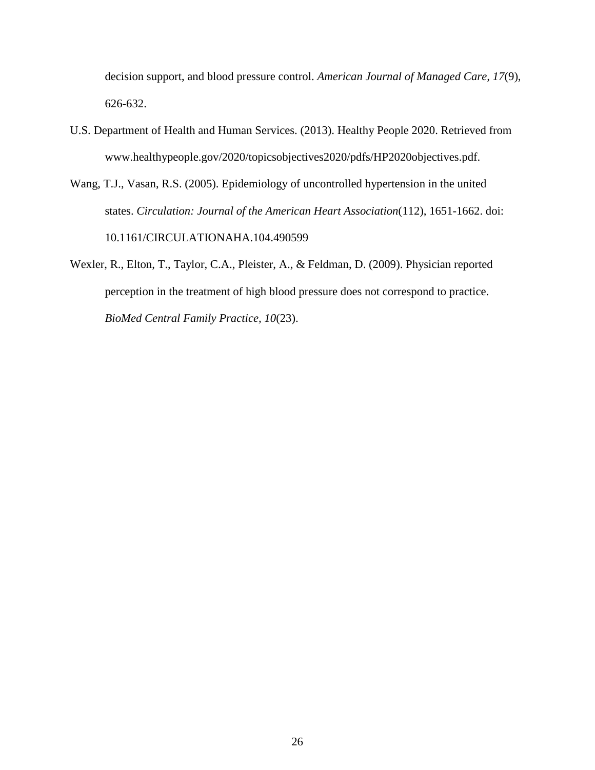decision support, and blood pressure control. *American Journal of Managed Care, 17*(9), 626-632.

U.S. Department of Health and Human Services. (2013). Healthy People 2020. Retrieved from www.healthypeople.gov/2020/topicsobjectives2020/pdfs/HP2020objectives.pdf.

Wang, T.J., Vasan, R.S. (2005). Epidemiology of uncontrolled hypertension in the united states. *Circulation: Journal of the American Heart Association*(112), 1651-1662. doi: 10.1161/CIRCULATIONAHA.104.490599

Wexler, R., Elton, T., Taylor, C.A., Pleister, A., & Feldman, D. (2009). Physician reported perception in the treatment of high blood pressure does not correspond to practice. *BioMed Central Family Practice, 10*(23).